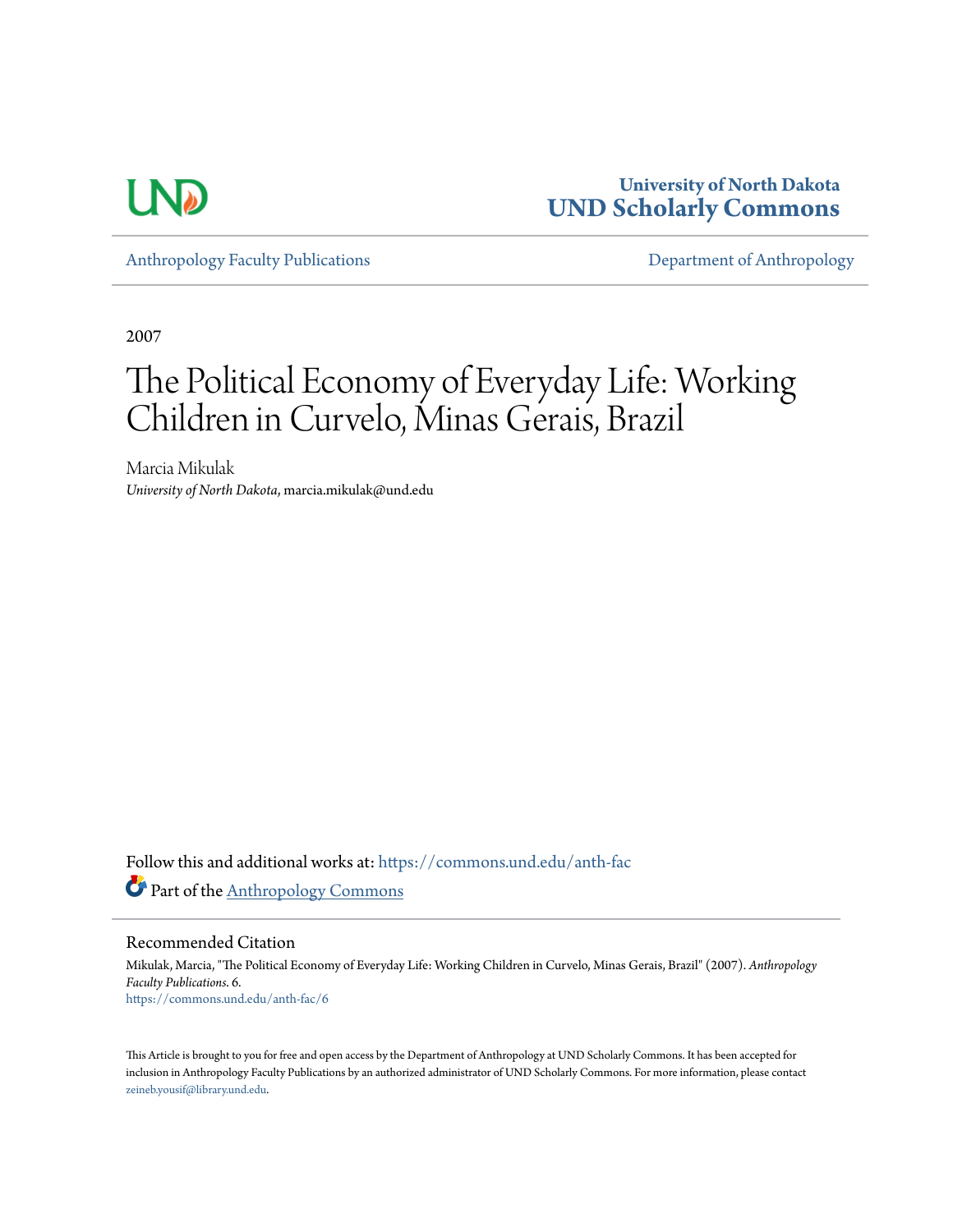University of North Dakota
**UND Scholarly Commons**

Anthropology Faculty Publications | Department of Anthropology

2007

# The Political Economy of Everyday Life: Working Children in Curvelo, Minas Gerais, Brazil

Marcia Mikulak
*University of North Dakota*, marcia.mikulak@und.edu

Follow this and additional works at: https://commons.und.edu/anth-fac

Part of the Anthropology Commons

## Recommended Citation

Mikulak, Marcia, "The Political Economy of Everyday Life: Working Children in Curvelo, Minas Gerais, Brazil" (2007). *Anthropology Faculty Publications*. 6.
https://commons.und.edu/anth-fac/6

This Article is brought to you for free and open access by the Department of Anthropology at UND Scholarly Commons. It has been accepted for inclusion in Anthropology Faculty Publications by an authorized administrator of UND Scholarly Commons. For more information, please contact zeineb.yousif@library.und.edu.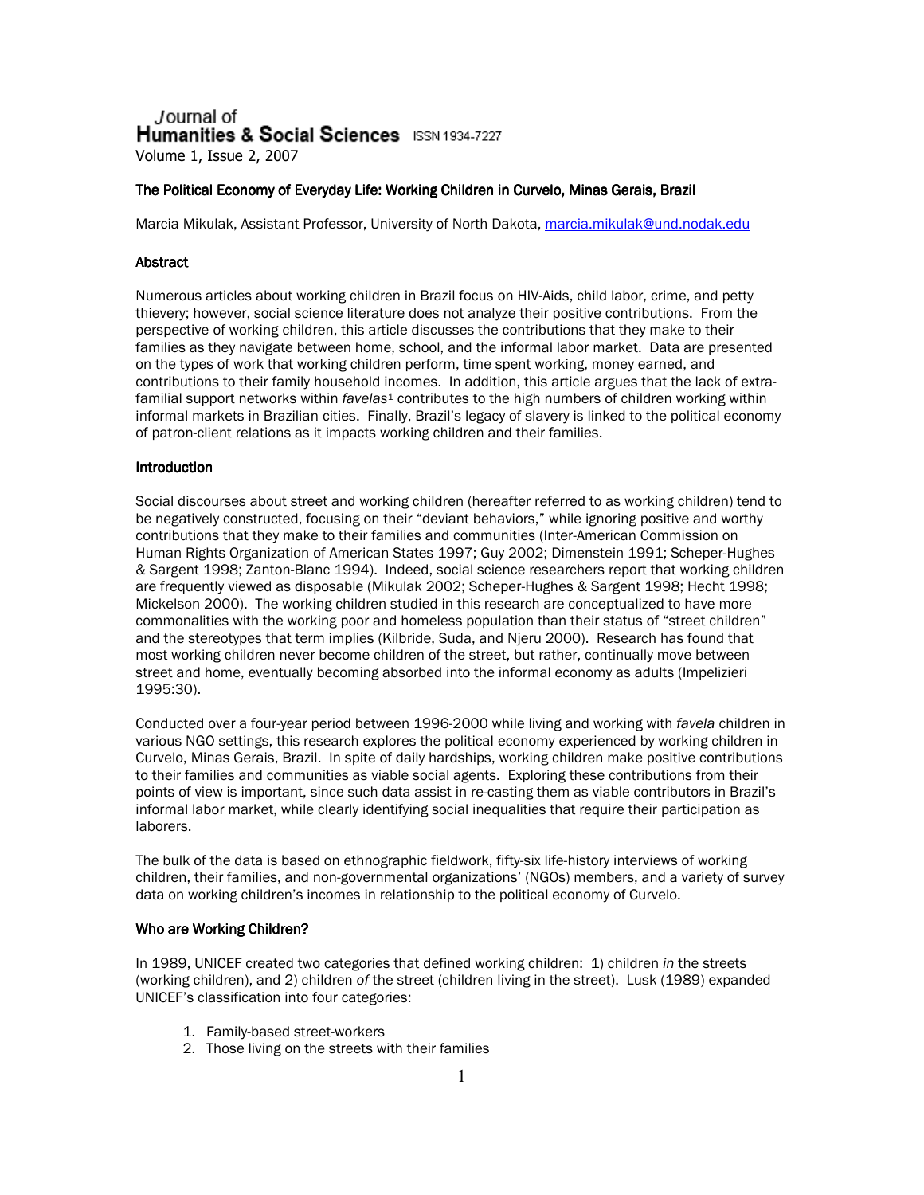Journal of
**Humanities & Social Sciences** ISSN 1934-7227
Volume 1, Issue 2, 2007

### The Political Economy of Everyday Life: Working Children in Curvelo, Minas Gerais, Brazil

Marcia Mikulak, Assistant Professor, University of North Dakota, marcia.mikulak@und.nodak.edu

### Abstract

Numerous articles about working children in Brazil focus on HIV-Aids, child labor, crime, and petty thievery; however, social science literature does not analyze their positive contributions. From the perspective of working children, this article discusses the contributions that they make to their families as they navigate between home, school, and the informal labor market. Data are presented on the types of work that working children perform, time spent working, money earned, and contributions to their family household incomes. In addition, this article argues that the lack of extra-familial support networks within *favelas*[1] contributes to the high numbers of children working within informal markets in Brazilian cities. Finally, Brazil's legacy of slavery is linked to the political economy of patron-client relations as it impacts working children and their families.

### Introduction

Social discourses about street and working children (hereafter referred to as working children) tend to be negatively constructed, focusing on their "deviant behaviors," while ignoring positive and worthy contributions that they make to their families and communities (Inter-American Commission on Human Rights Organization of American States 1997; Guy 2002; Dimenstein 1991; Scheper-Hughes & Sargent 1998; Zanton-Blanc 1994). Indeed, social science researchers report that working children are frequently viewed as disposable (Mikulak 2002; Scheper-Hughes & Sargent 1998; Hecht 1998; Mickelson 2000). The working children studied in this research are conceptualized to have more commonalities with the working poor and homeless population than their status of "street children" and the stereotypes that term implies (Kilbride, Suda, and Njeru 2000). Research has found that most working children never become children of the street, but rather, continually move between street and home, eventually becoming absorbed into the informal economy as adults (Impelizieri 1995:30).

Conducted over a four-year period between 1996-2000 while living and working with *favela* children in various NGO settings, this research explores the political economy experienced by working children in Curvelo, Minas Gerais, Brazil. In spite of daily hardships, working children make positive contributions to their families and communities as viable social agents. Exploring these contributions from their points of view is important, since such data assist in re-casting them as viable contributors in Brazil's informal labor market, while clearly identifying social inequalities that require their participation as laborers.

The bulk of the data is based on ethnographic fieldwork, fifty-six life-history interviews of working children, their families, and non-governmental organizations' (NGOs) members, and a variety of survey data on working children's incomes in relationship to the political economy of Curvelo.

### Who are Working Children?

In 1989, UNICEF created two categories that defined working children: 1) children *in* the streets (working children), and 2) children *of* the street (children living in the street). Lusk (1989) expanded UNICEF's classification into four categories:

1. Family-based street-workers
2. Those living on the streets with their families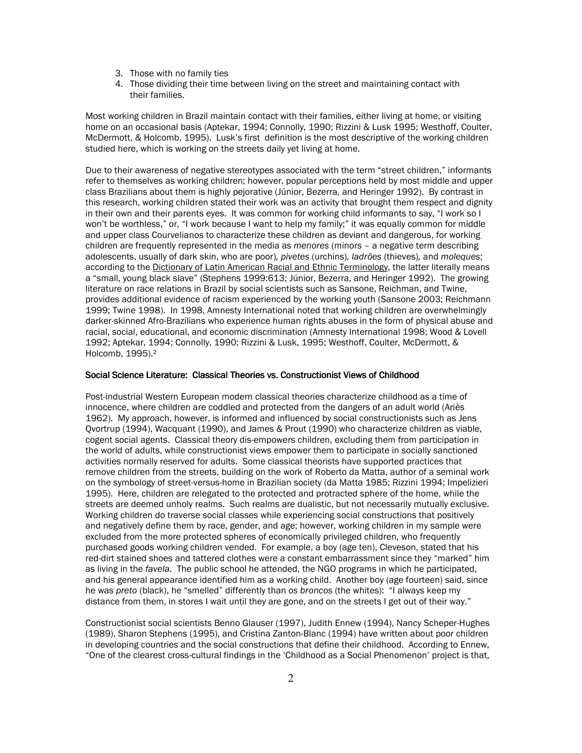3. Those with no family ties
4. Those dividing their time between living on the street and maintaining contact with their families.

Most working children in Brazil maintain contact with their families, either living at home, or visiting home on an occasional basis (Aptekar, 1994; Connolly, 1990; Rizzini & Lusk 1995; Westhoff, Coulter, McDermott, & Holcomb, 1995). Lusk's first definition is the most descriptive of the working children studied here, which is working on the streets daily yet living at home.

Due to their awareness of negative stereotypes associated with the term "street children," informants refer to themselves as working children; however, popular perceptions held by most middle and upper class Brazilians about them is highly pejorative (Júnior, Bezerra, and Heringer 1992). By contrast in this research, working children stated their work was an activity that brought them respect and dignity in their own and their parents eyes. It was common for working child informants to say, "I work so I won't be worthless," or, "I work because I want to help my family;" it was equally common for middle and upper class Courvelianos to characterize these children as deviant and dangerous, for working children are frequently represented in the media as *menores* (minors – a negative term describing adolescents, usually of dark skin, who are poor), *pivetes* (urchins), *ladrões* (thieves), and *moleques*; according to the Dictionary of Latin American Racial and Ethnic Terminology, the latter literally means a "small, young black slave" (Stephens 1999:613; Júnior, Bezerra, and Heringer 1992). The growing literature on race relations in Brazil by social scientists such as Sansone, Reichman, and Twine, provides additional evidence of racism experienced by the working youth (Sansone 2003; Reichmann 1999; Twine 1998). In 1998, Amnesty International noted that working children are overwhelmingly darker-skinned Afro-Brazilians who experience human rights abuses in the form of physical abuse and racial, social, educational, and economic discrimination (Amnesty International 1998; Wood & Lovell 1992; Aptekar, 1994; Connolly, 1990; Rizzini & Lusk, 1995; Westhoff, Coulter, McDermott, & Holcomb, 1995).[2]

## Social Science Literature: Classical Theories vs. Constructionist Views of Childhood

Post-industrial Western European modern classical theories characterize childhood as a time of innocence, where children are coddled and protected from the dangers of an adult world (Ariès 1962). My approach, however, is informed and influenced by social constructionists such as Jens Qvortrup (1994), Wacquant (1990), and James & Prout (1990) who characterize children as viable, cogent social agents. Classical theory dis-empowers children, excluding them from participation in the world of adults, while constructionist views empower them to participate in socially sanctioned activities normally reserved for adults. Some classical theorists have supported practices that remove children from the streets, building on the work of Roberto da Matta, author of a seminal work on the symbology of street-versus-home in Brazilian society (da Matta 1985; Rizzini 1994; Impelizieri 1995). Here, children are relegated to the protected and protracted sphere of the home, while the streets are deemed unholy realms. Such realms are dualistic, but not necessarily mutually exclusive. Working children do traverse social classes while experiencing social constructions that positively and negatively define them by race, gender, and age; however, working children in my sample were excluded from the more protected spheres of economically privileged children, who frequently purchased goods working children vended. For example, a boy (age ten), Cleveson, stated that his red-dirt stained shoes and tattered clothes were a constant embarrassment since they "marked" him as living in the *favela*. The public school he attended, the NGO programs in which he participated, and his general appearance identified him as a working child. Another boy (age fourteen) said, since he was *preto* (black), he "smelled" differently than *os broncos* (the whites): "I always keep my distance from them, in stores I wait until they are gone, and on the streets I get out of their way."

Constructionist social scientists Benno Glauser (1997), Judith Ennew (1994), Nancy Scheper-Hughes (1989), Sharon Stephens (1995), and Cristina Zanton-Blanc (1994) have written about poor children in developing countries and the social constructions that define their childhood. According to Ennew, "One of the clearest cross-cultural findings in the 'Childhood as a Social Phenomenon' project is that,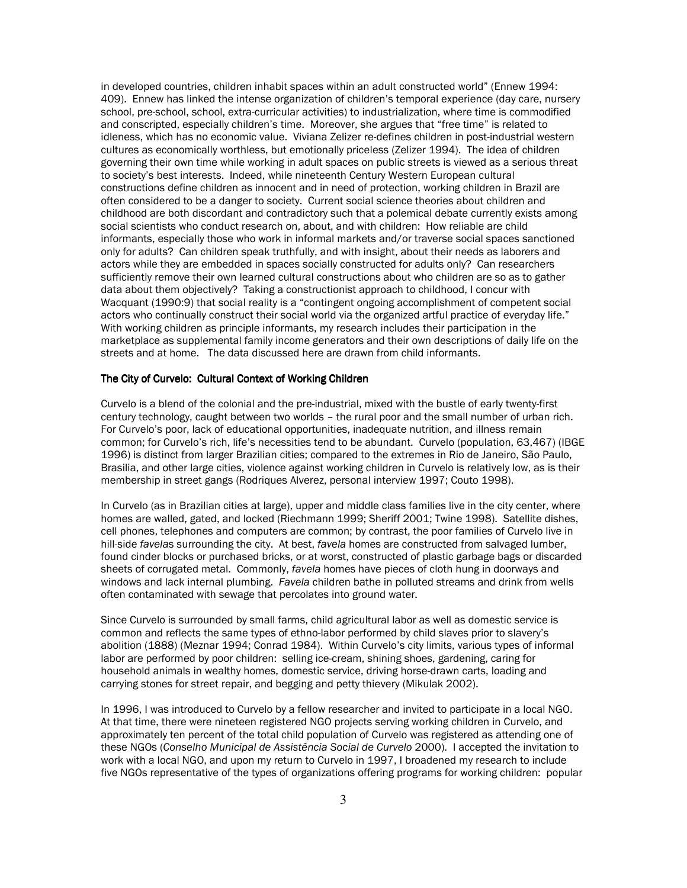in developed countries, children inhabit spaces within an adult constructed world" (Ennew 1994: 409). Ennew has linked the intense organization of children's temporal experience (day care, nursery school, pre-school, school, extra-curricular activities) to industrialization, where time is commodified and conscripted, especially children's time. Moreover, she argues that "free time" is related to idleness, which has no economic value. Viviana Zelizer re-defines children in post-industrial western cultures as economically worthless, but emotionally priceless (Zelizer 1994). The idea of children governing their own time while working in adult spaces on public streets is viewed as a serious threat to society's best interests. Indeed, while nineteenth Century Western European cultural constructions define children as innocent and in need of protection, working children in Brazil are often considered to be a danger to society. Current social science theories about children and childhood are both discordant and contradictory such that a polemical debate currently exists among social scientists who conduct research on, about, and with children: How reliable are child informants, especially those who work in informal markets and/or traverse social spaces sanctioned only for adults? Can children speak truthfully, and with insight, about their needs as laborers and actors while they are embedded in spaces socially constructed for adults only? Can researchers sufficiently remove their own learned cultural constructions about who children are so as to gather data about them objectively? Taking a constructionist approach to childhood, I concur with Wacquant (1990:9) that social reality is a "contingent ongoing accomplishment of competent social actors who continually construct their social world via the organized artful practice of everyday life." With working children as principle informants, my research includes their participation in the marketplace as supplemental family income generators and their own descriptions of daily life on the streets and at home. The data discussed here are drawn from child informants.

## The City of Curvelo: Cultural Context of Working Children

Curvelo is a blend of the colonial and the pre-industrial, mixed with the bustle of early twenty-first century technology, caught between two worlds – the rural poor and the small number of urban rich. For Curvelo's poor, lack of educational opportunities, inadequate nutrition, and illness remain common; for Curvelo's rich, life's necessities tend to be abundant. Curvelo (population, 63,467) (IBGE 1996) is distinct from larger Brazilian cities; compared to the extremes in Rio de Janeiro, São Paulo, Brasilia, and other large cities, violence against working children in Curvelo is relatively low, as is their membership in street gangs (Rodriques Alverez, personal interview 1997; Couto 1998).

In Curvelo (as in Brazilian cities at large), upper and middle class families live in the city center, where homes are walled, gated, and locked (Riechmann 1999; Sheriff 2001; Twine 1998). Satellite dishes, cell phones, telephones and computers are common; by contrast, the poor families of Curvelo live in hill-side *favelas* surrounding the city. At best, *favela* homes are constructed from salvaged lumber, found cinder blocks or purchased bricks, or at worst, constructed of plastic garbage bags or discarded sheets of corrugated metal. Commonly, *favela* homes have pieces of cloth hung in doorways and windows and lack internal plumbing. *Favela* children bathe in polluted streams and drink from wells often contaminated with sewage that percolates into ground water.

Since Curvelo is surrounded by small farms, child agricultural labor as well as domestic service is common and reflects the same types of ethno-labor performed by child slaves prior to slavery's abolition (1888) (Meznar 1994; Conrad 1984). Within Curvelo's city limits, various types of informal labor are performed by poor children: selling ice-cream, shining shoes, gardening, caring for household animals in wealthy homes, domestic service, driving horse-drawn carts, loading and carrying stones for street repair, and begging and petty thievery (Mikulak 2002).

In 1996, I was introduced to Curvelo by a fellow researcher and invited to participate in a local NGO. At that time, there were nineteen registered NGO projects serving working children in Curvelo, and approximately ten percent of the total child population of Curvelo was registered as attending one of these NGOs (*Conselho Municipal de Assistência Social de Curvelo* 2000). I accepted the invitation to work with a local NGO, and upon my return to Curvelo in 1997, I broadened my research to include five NGOs representative of the types of organizations offering programs for working children: popular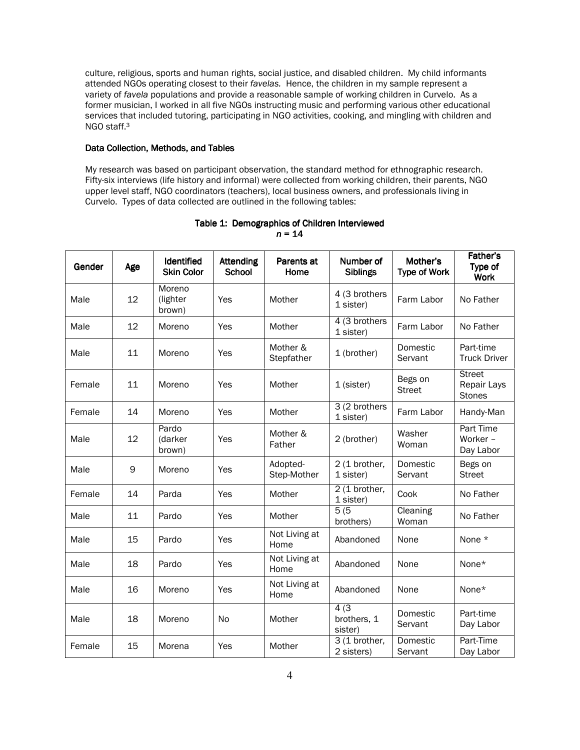culture, religious, sports and human rights, social justice, and disabled children. My child informants attended NGOs operating closest to their *favelas.* Hence, the children in my sample represent a variety of *favela* populations and provide a reasonable sample of working children in Curvelo. As a former musician, I worked in all five NGOs instructing music and performing various other educational services that included tutoring, participating in NGO activities, cooking, and mingling with children and NGO staff.[3]

### Data Collection, Methods, and Tables

My research was based on participant observation, the standard method for ethnographic research. Fifty-six interviews (life history and informal) were collected from working children, their parents, NGO upper level staff, NGO coordinators (teachers), local business owners, and professionals living in Curvelo. Types of data collected are outlined in the following tables:

**Table 1: Demographics of Children Interviewed**
*n* = 14

| Gender | Age | Identified Skin Color | Attending School | Parents at Home | Number of Siblings | Mother's Type of Work | Father's Type of Work |
|---|---|---|---|---|---|---|---|
| Male | 12 | Moreno (lighter brown) | Yes | Mother | 4 (3 brothers 1 sister) | Farm Labor | No Father |
| Male | 12 | Moreno | Yes | Mother | 4 (3 brothers 1 sister) | Farm Labor | No Father |
| Male | 11 | Moreno | Yes | Mother & Stepfather | 1 (brother) | Domestic Servant | Part-time Truck Driver |
| Female | 11 | Moreno | Yes | Mother | 1 (sister) | Begs on Street | Street Repair Lays Stones |
| Female | 14 | Moreno | Yes | Mother | 3 (2 brothers 1 sister) | Farm Labor | Handy-Man |
| Male | 12 | Pardo (darker brown) | Yes | Mother & Father | 2 (brother) | Washer Woman | Part Time Worker – Day Labor |
| Male | 9 | Moreno | Yes | Adopted-Step-Mother | 2 (1 brother, 1 sister) | Domestic Servant | Begs on Street |
| Female | 14 | Parda | Yes | Mother | 2 (1 brother, 1 sister) | Cook | No Father |
| Male | 11 | Pardo | Yes | Mother | 5 (5 brothers) | Cleaning Woman | No Father |
| Male | 15 | Pardo | Yes | Not Living at Home | Abandoned | None | None * |
| Male | 18 | Pardo | Yes | Not Living at Home | Abandoned | None | None* |
| Male | 16 | Moreno | Yes | Not Living at Home | Abandoned | None | None* |
| Male | 18 | Moreno | No | Mother | 4 (3 brothers, 1 sister) | Domestic Servant | Part-time Day Labor |
| Female | 15 | Morena | Yes | Mother | 3 (1 brother, 2 sisters) | Domestic Servant | Part-Time Day Labor |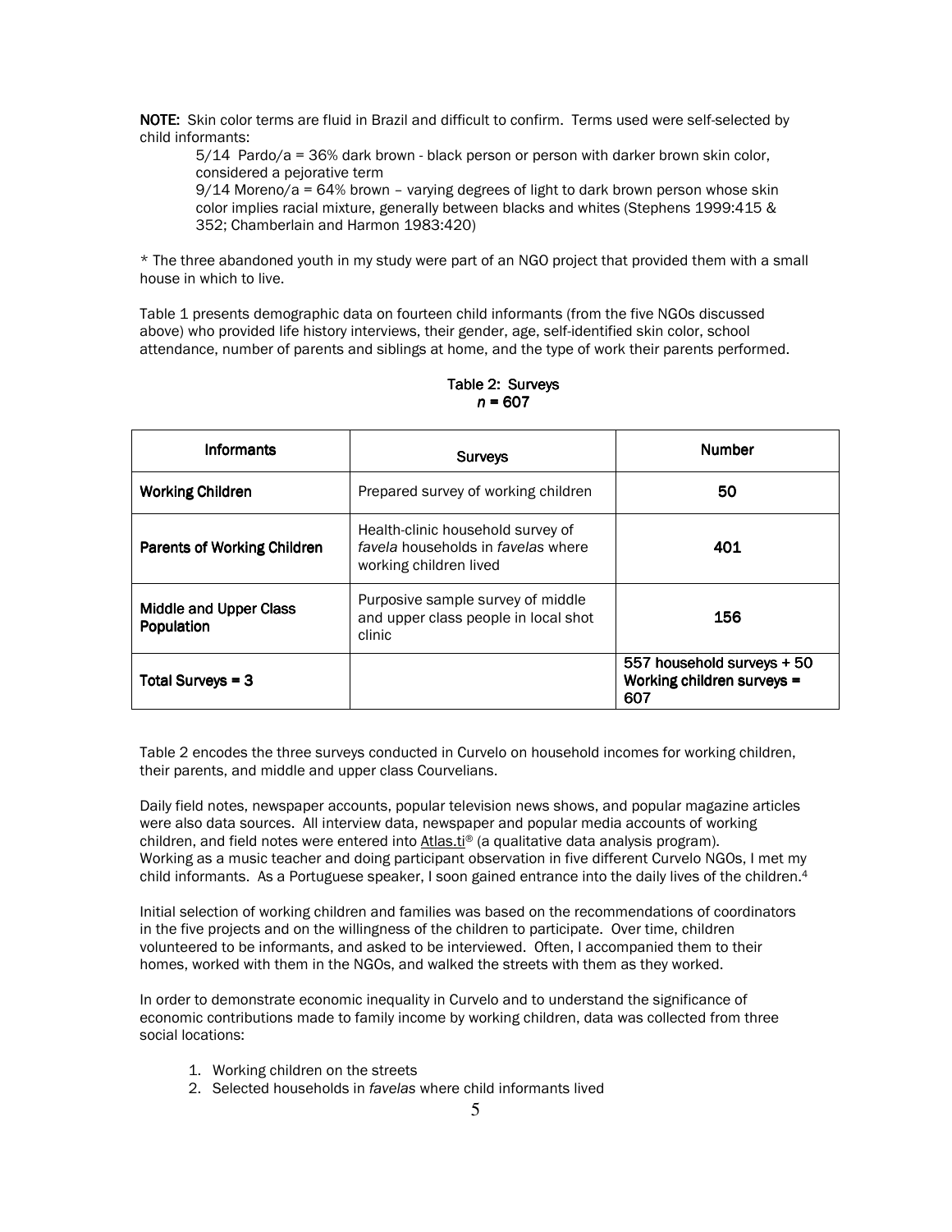**NOTE:** Skin color terms are fluid in Brazil and difficult to confirm. Terms used were self-selected by child informants:

5/14 Pardo/a = 36% dark brown - black person or person with darker brown skin color, considered a pejorative term

9/14 Moreno/a = 64% brown – varying degrees of light to dark brown person whose skin color implies racial mixture, generally between blacks and whites (Stephens 1999:415 & 352; Chamberlain and Harmon 1983:420)

* The three abandoned youth in my study were part of an NGO project that provided them with a small house in which to live.

Table 1 presents demographic data on fourteen child informants (from the five NGOs discussed above) who provided life history interviews, their gender, age, self-identified skin color, school attendance, number of parents and siblings at home, and the type of work their parents performed.

Table 2: Surveys
*n* = 607

| Informants | Surveys | Number |
|---|---|---|
| **Working Children** | Prepared survey of working children | **50** |
| **Parents of Working Children** | Health-clinic household survey of *favela* households in *favelas* where working children lived | **401** |
| **Middle and Upper Class Population** | Purposive sample survey of middle and upper class people in local shot clinic | **156** |
| **Total Surveys = 3** | | **557 household surveys + 50 Working children surveys = 607** |

Table 2 encodes the three surveys conducted in Curvelo on household incomes for working children, their parents, and middle and upper class Courvelians.

Daily field notes, newspaper accounts, popular television news shows, and popular magazine articles were also data sources. All interview data, newspaper and popular media accounts of working children, and field notes were entered into Atlas.ti® (a qualitative data analysis program). Working as a music teacher and doing participant observation in five different Curvelo NGOs, I met my child informants. As a Portuguese speaker, I soon gained entrance into the daily lives of the children.[4]

Initial selection of working children and families was based on the recommendations of coordinators in the five projects and on the willingness of the children to participate. Over time, children volunteered to be informants, and asked to be interviewed. Often, I accompanied them to their homes, worked with them in the NGOs, and walked the streets with them as they worked.

In order to demonstrate economic inequality in Curvelo and to understand the significance of economic contributions made to family income by working children, data was collected from three social locations:

1. Working children on the streets
2. Selected households in *favelas* where child informants lived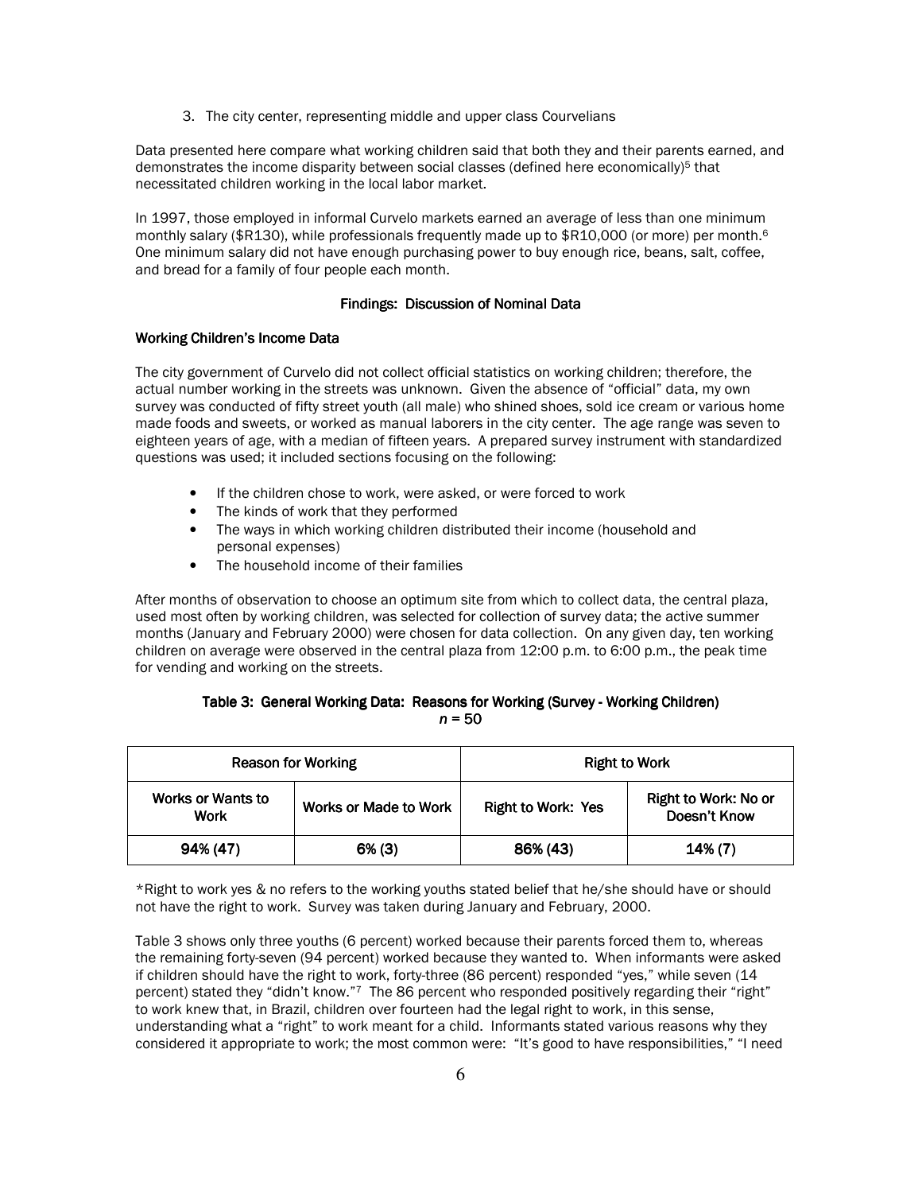3. The city center, representing middle and upper class Courvelians

Data presented here compare what working children said that both they and their parents earned, and demonstrates the income disparity between social classes (defined here economically)[5] that necessitated children working in the local labor market.

In 1997, those employed in informal Curvelo markets earned an average of less than one minimum monthly salary ($R130), while professionals frequently made up to $R10,000 (or more) per month.[6] One minimum salary did not have enough purchasing power to buy enough rice, beans, salt, coffee, and bread for a family of four people each month.

### Findings: Discussion of Nominal Data

#### Working Children's Income Data

The city government of Curvelo did not collect official statistics on working children; therefore, the actual number working in the streets was unknown. Given the absence of "official" data, my own survey was conducted of fifty street youth (all male) who shined shoes, sold ice cream or various home made foods and sweets, or worked as manual laborers in the city center. The age range was seven to eighteen years of age, with a median of fifteen years. A prepared survey instrument with standardized questions was used; it included sections focusing on the following:

- If the children chose to work, were asked, or were forced to work
- The kinds of work that they performed
- The ways in which working children distributed their income (household and personal expenses)
- The household income of their families

After months of observation to choose an optimum site from which to collect data, the central plaza, used most often by working children, was selected for collection of survey data; the active summer months (January and February 2000) were chosen for data collection. On any given day, ten working children on average were observed in the central plaza from 12:00 p.m. to 6:00 p.m., the peak time for vending and working on the streets.

**Table 3: General Working Data: Reasons for Working (Survey - Working Children)**
*n* = 50

| Reason for Working | | Right to Work | |
|---|---|---|---|
| Works or Wants to Work | Works or Made to Work | Right to Work: Yes | Right to Work: No or Doesn't Know |
| 94% (47) | 6% (3) | 86% (43) | 14% (7) |

*Right to work yes & no refers to the working youths stated belief that he/she should have or should not have the right to work. Survey was taken during January and February, 2000.

Table 3 shows only three youths (6 percent) worked because their parents forced them to, whereas the remaining forty-seven (94 percent) worked because they wanted to. When informants were asked if children should have the right to work, forty-three (86 percent) responded "yes," while seven (14 percent) stated they "didn't know."[7] The 86 percent who responded positively regarding their "right" to work knew that, in Brazil, children over fourteen had the legal right to work, in this sense, understanding what a "right" to work meant for a child. Informants stated various reasons why they considered it appropriate to work; the most common were: "It's good to have responsibilities," "I need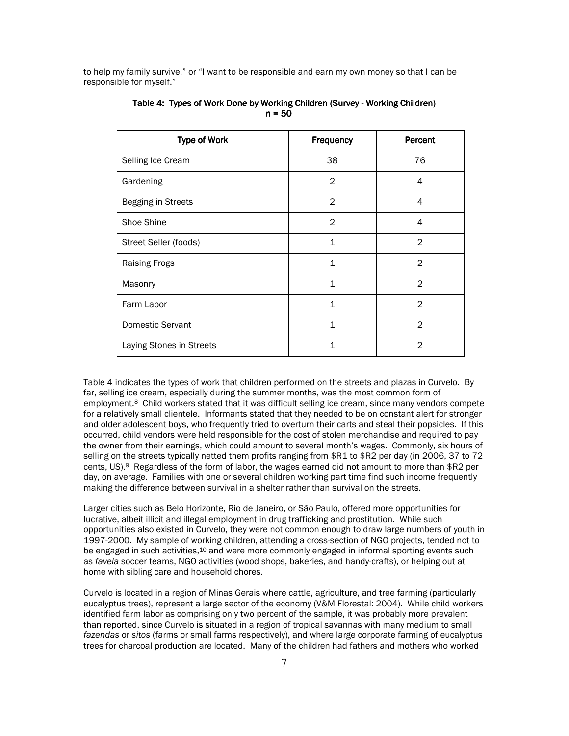to help my family survive," or "I want to be responsible and earn my own money so that I can be responsible for myself."

**Table 4: Types of Work Done by Working Children (Survey - Working Children)**
***n* = 50**

| Type of Work | Frequency | Percent |
|---|---|---|
| Selling Ice Cream | 38 | 76 |
| Gardening | 2 | 4 |
| Begging in Streets | 2 | 4 |
| Shoe Shine | 2 | 4 |
| Street Seller (foods) | 1 | 2 |
| Raising Frogs | 1 | 2 |
| Masonry | 1 | 2 |
| Farm Labor | 1 | 2 |
| Domestic Servant | 1 | 2 |
| Laying Stones in Streets | 1 | 2 |

Table 4 indicates the types of work that children performed on the streets and plazas in Curvelo. By far, selling ice cream, especially during the summer months, was the most common form of employment.[8] Child workers stated that it was difficult selling ice cream, since many vendors compete for a relatively small clientele. Informants stated that they needed to be on constant alert for stronger and older adolescent boys, who frequently tried to overturn their carts and steal their popsicles. If this occurred, child vendors were held responsible for the cost of stolen merchandise and required to pay the owner from their earnings, which could amount to several month's wages. Commonly, six hours of selling on the streets typically netted them profits ranging from $R1 to $R2 per day (in 2006, 37 to 72 cents, US).[9] Regardless of the form of labor, the wages earned did not amount to more than $R2 per day, on average. Families with one or several children working part time find such income frequently making the difference between survival in a shelter rather than survival on the streets.

Larger cities such as Belo Horizonte, Rio de Janeiro, or São Paulo, offered more opportunities for lucrative, albeit illicit and illegal employment in drug trafficking and prostitution. While such opportunities also existed in Curvelo, they were not common enough to draw large numbers of youth in 1997-2000. My sample of working children, attending a cross-section of NGO projects, tended not to be engaged in such activities,[10] and were more commonly engaged in informal sporting events such as *favela* soccer teams, NGO activities (wood shops, bakeries, and handy-crafts), or helping out at home with sibling care and household chores.

Curvelo is located in a region of Minas Gerais where cattle, agriculture, and tree farming (particularly eucalyptus trees), represent a large sector of the economy (V&M Florestal: 2004). While child workers identified farm labor as comprising only two percent of the sample, it was probably more prevalent than reported, since Curvelo is situated in a region of tropical savannas with many medium to small *fazendas* or *sitos* (farms or small farms respectively), and where large corporate farming of eucalyptus trees for charcoal production are located. Many of the children had fathers and mothers who worked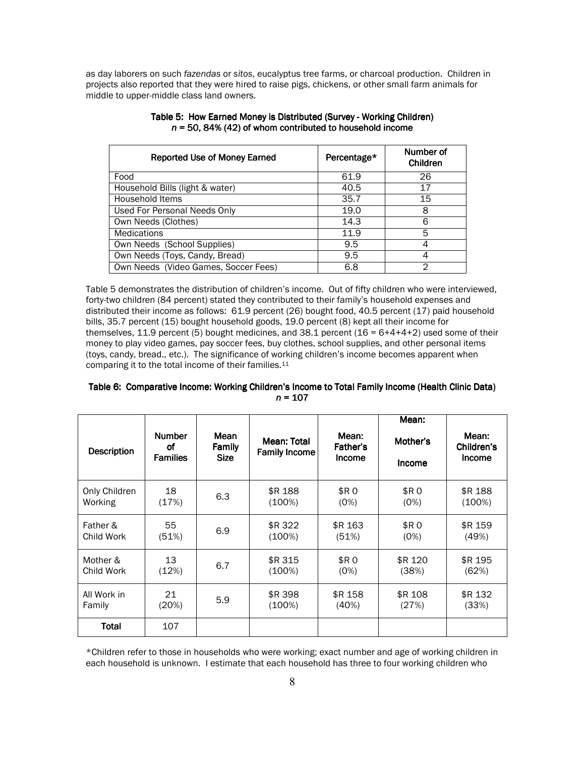as day laborers on such *fazendas* or *sitos*, eucalyptus tree farms, or charcoal production. Children in projects also reported that they were hired to raise pigs, chickens, or other small farm animals for middle to upper-middle class land owners.

**Table 5: How Earned Money is Distributed (Survey - Working Children)**
***n*** **= 50, 84% (42) of whom contributed to household income**

| Reported Use of Money Earned | Percentage* | Number of Children |
|---|---|---|
| Food | 61.9 | 26 |
| Household Bills (light & water) | 40.5 | 17 |
| Household Items | 35.7 | 15 |
| Used For Personal Needs Only | 19.0 | 8 |
| Own Needs (Clothes) | 14.3 | 6 |
| Medications | 11.9 | 5 |
| Own Needs (School Supplies) | 9.5 | 4 |
| Own Needs (Toys, Candy, Bread) | 9.5 | 4 |
| Own Needs (Video Games, Soccer Fees) | 6.8 | 2 |

Table 5 demonstrates the distribution of children's income. Out of fifty children who were interviewed, forty-two children (84 percent) stated they contributed to their family's household expenses and distributed their income as follows: 61.9 percent (26) bought food, 40.5 percent (17) paid household bills, 35.7 percent (15) bought household goods, 19.0 percent (8) kept all their income for themselves, 11.9 percent (5) bought medicines, and 38.1 percent (16 = 6+4+4+2) used some of their money to play video games, pay soccer fees, buy clothes, school supplies, and other personal items (toys, candy, bread., etc.). The significance of working children's income becomes apparent when comparing it to the total income of their families.[11]

**Table 6: Comparative Income: Working Children's Income to Total Family Income (Health Clinic Data)**
***n*** **= 107**

| Description | Number of Families | Mean Family Size | Mean: Total Family Income | Mean: Father's Income | Mean: Mother's Income | Mean: Children's Income |
|---|---|---|---|---|---|---|
| Only Children Working | 18 (17%) | 6.3 | $R 188 (100%) | $R 0 (0%) | $R 0 (0%) | $R 188 (100%) |
| Father & Child Work | 55 (51%) | 6.9 | $R 322 (100%) | $R 163 (51%) | $R 0 (0%) | $R 159 (49%) |
| Mother & Child Work | 13 (12%) | 6.7 | $R 315 (100%) | $R 0 (0%) | $R 120 (38%) | $R 195 (62%) |
| All Work in Family | 21 (20%) | 5.9 | $R 398 (100%) | $R 158 (40%) | $R 108 (27%) | $R 132 (33%) |
| **Total** | 107 | | | | | |

*Children refer to those in households who were working; exact number and age of working children in each household is unknown. I estimate that each household has three to four working children who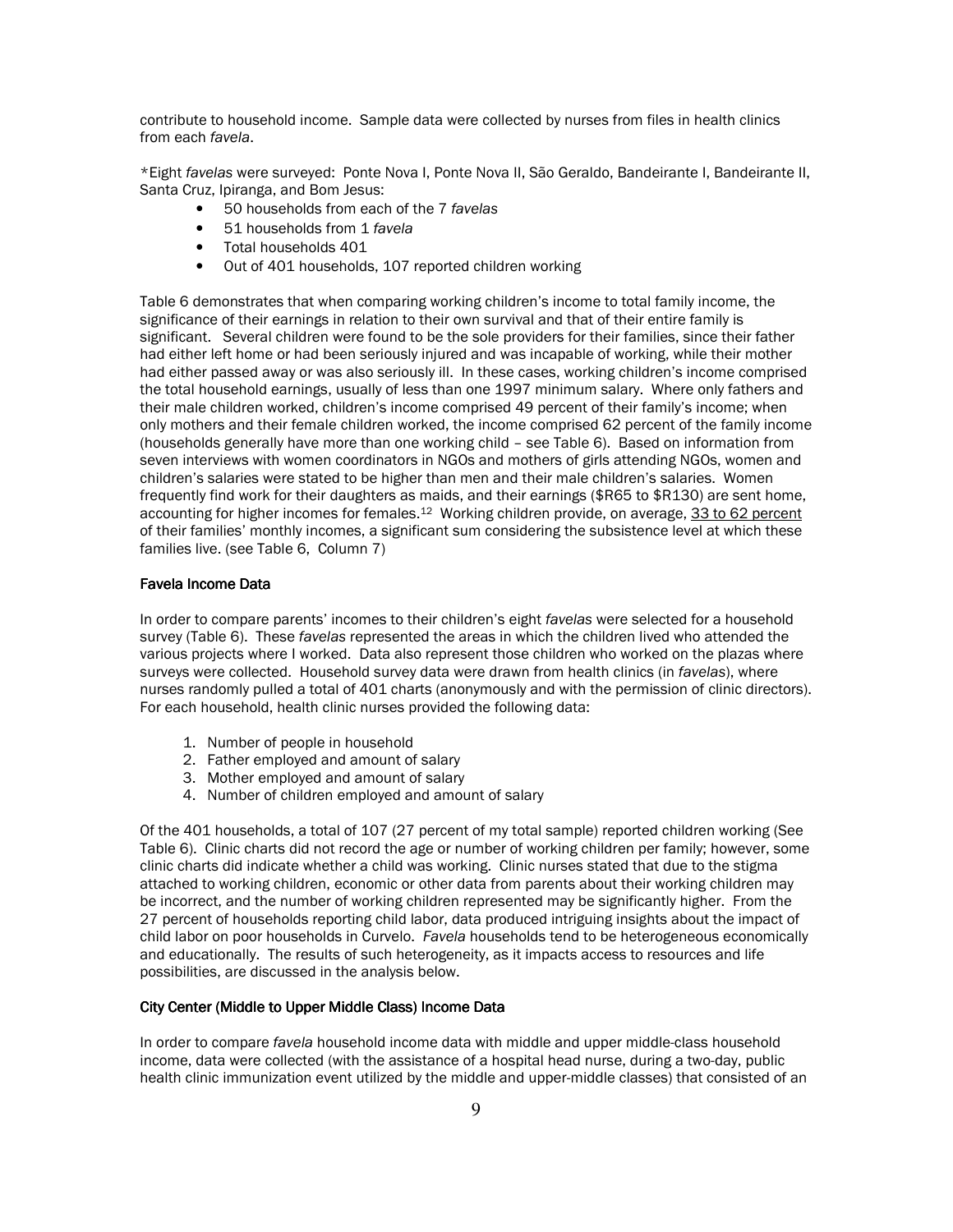contribute to household income. Sample data were collected by nurses from files in health clinics from each *favela*.

*Eight *favelas* were surveyed: Ponte Nova I, Ponte Nova II, São Geraldo, Bandeirante I, Bandeirante II, Santa Cruz, Ipiranga, and Bom Jesus:

- 50 households from each of the 7 *favelas*
- 51 households from 1 *favela*
- Total households 401
- Out of 401 households, 107 reported children working

Table 6 demonstrates that when comparing working children's income to total family income, the significance of their earnings in relation to their own survival and that of their entire family is significant. Several children were found to be the sole providers for their families, since their father had either left home or had been seriously injured and was incapable of working, while their mother had either passed away or was also seriously ill. In these cases, working children's income comprised the total household earnings, usually of less than one 1997 minimum salary. Where only fathers and their male children worked, children's income comprised 49 percent of their family's income; when only mothers and their female children worked, the income comprised 62 percent of the family income (households generally have more than one working child – see Table 6). Based on information from seven interviews with women coordinators in NGOs and mothers of girls attending NGOs, women and children's salaries were stated to be higher than men and their male children's salaries. Women frequently find work for their daughters as maids, and their earnings ($R65 to $R130) are sent home, accounting for higher incomes for females.[12] Working children provide, on average, <u>33 to 62 percent</u> of their families' monthly incomes, a significant sum considering the subsistence level at which these families live. (see Table 6, Column 7)

### Favela Income Data

In order to compare parents' incomes to their children's eight *favelas* were selected for a household survey (Table 6). These *favelas* represented the areas in which the children lived who attended the various projects where I worked. Data also represent those children who worked on the plazas where surveys were collected. Household survey data were drawn from health clinics (in *favelas*), where nurses randomly pulled a total of 401 charts (anonymously and with the permission of clinic directors). For each household, health clinic nurses provided the following data:

1. Number of people in household
2. Father employed and amount of salary
3. Mother employed and amount of salary
4. Number of children employed and amount of salary

Of the 401 households, a total of 107 (27 percent of my total sample) reported children working (See Table 6). Clinic charts did not record the age or number of working children per family; however, some clinic charts did indicate whether a child was working. Clinic nurses stated that due to the stigma attached to working children, economic or other data from parents about their working children may be incorrect, and the number of working children represented may be significantly higher. From the 27 percent of households reporting child labor, data produced intriguing insights about the impact of child labor on poor households in Curvelo. *Favela* households tend to be heterogeneous economically and educationally. The results of such heterogeneity, as it impacts access to resources and life possibilities, are discussed in the analysis below.

### City Center (Middle to Upper Middle Class) Income Data

In order to compare *favela* household income data with middle and upper middle-class household income, data were collected (with the assistance of a hospital head nurse, during a two-day, public health clinic immunization event utilized by the middle and upper-middle classes) that consisted of an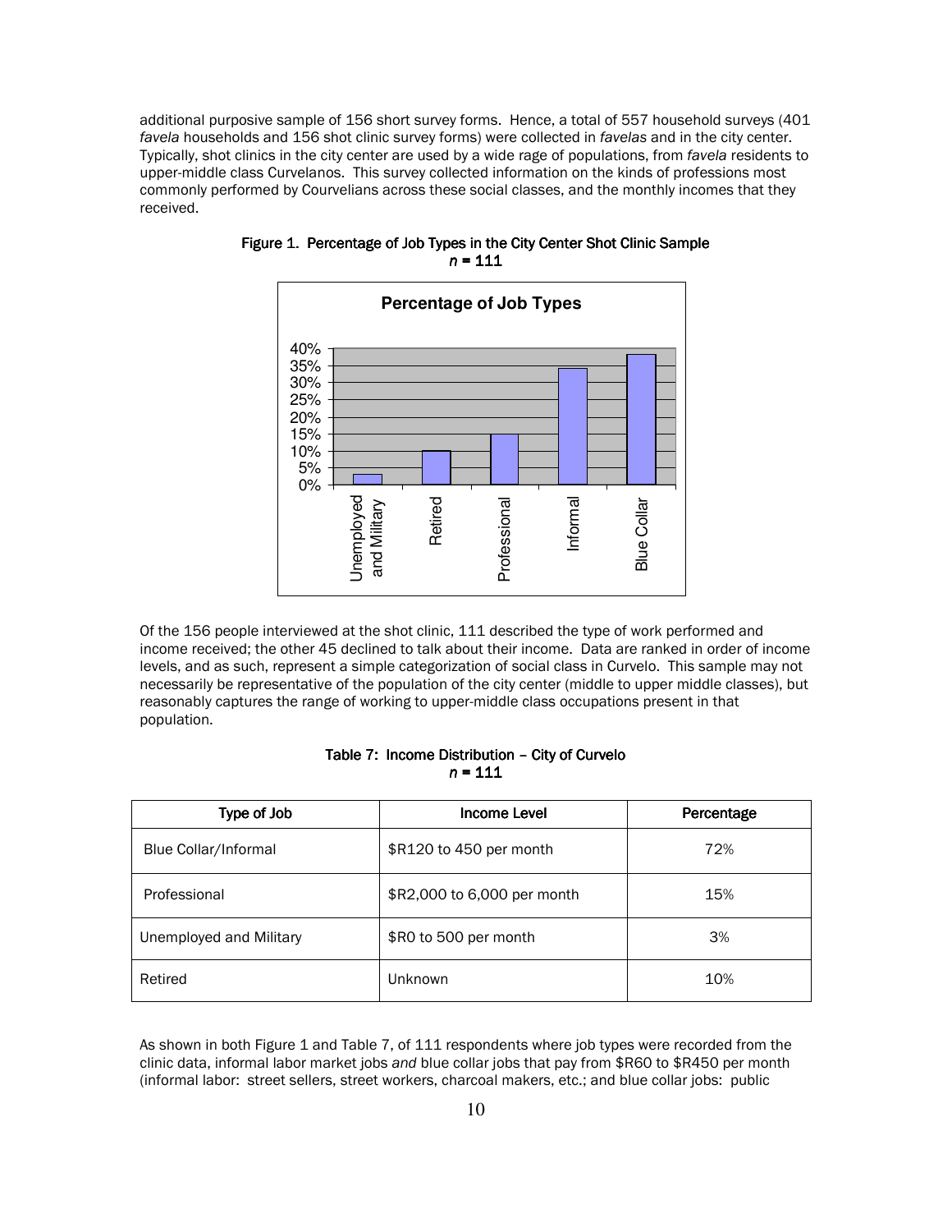additional purposive sample of 156 short survey forms. Hence, a total of 557 household surveys (401 *favela* households and 156 shot clinic survey forms) were collected in *favelas* and in the city center. Typically, shot clinics in the city center are used by a wide rage of populations, from *favela* residents to upper-middle class Curvelanos. This survey collected information on the kinds of professions most commonly performed by Courvelians across these social classes, and the monthly incomes that they received.

**Figure 1. Percentage of Job Types in the City Center Shot Clinic Sample**
***n* = 111**

Of the 156 people interviewed at the shot clinic, 111 described the type of work performed and income received; the other 45 declined to talk about their income. Data are ranked in order of income levels, and as such, represent a simple categorization of social class in Curvelo. This sample may not necessarily be representative of the population of the city center (middle to upper middle classes), but reasonably captures the range of working to upper-middle class occupations present in that population.

**Table 7: Income Distribution – City of Curvelo**
***n* = 111**

| Type of Job | Income Level | Percentage |
|---|---|---|
| Blue Collar/Informal | $R120 to 450 per month | 72% |
| Professional | $R2,000 to 6,000 per month | 15% |
| Unemployed and Military | $R0 to 500 per month | 3% |
| Retired | Unknown | 10% |

As shown in both Figure 1 and Table 7, of 111 respondents where job types were recorded from the clinic data, informal labor market jobs *and* blue collar jobs that pay from $R60 to $R450 per month (informal labor: street sellers, street workers, charcoal makers, etc.; and blue collar jobs: public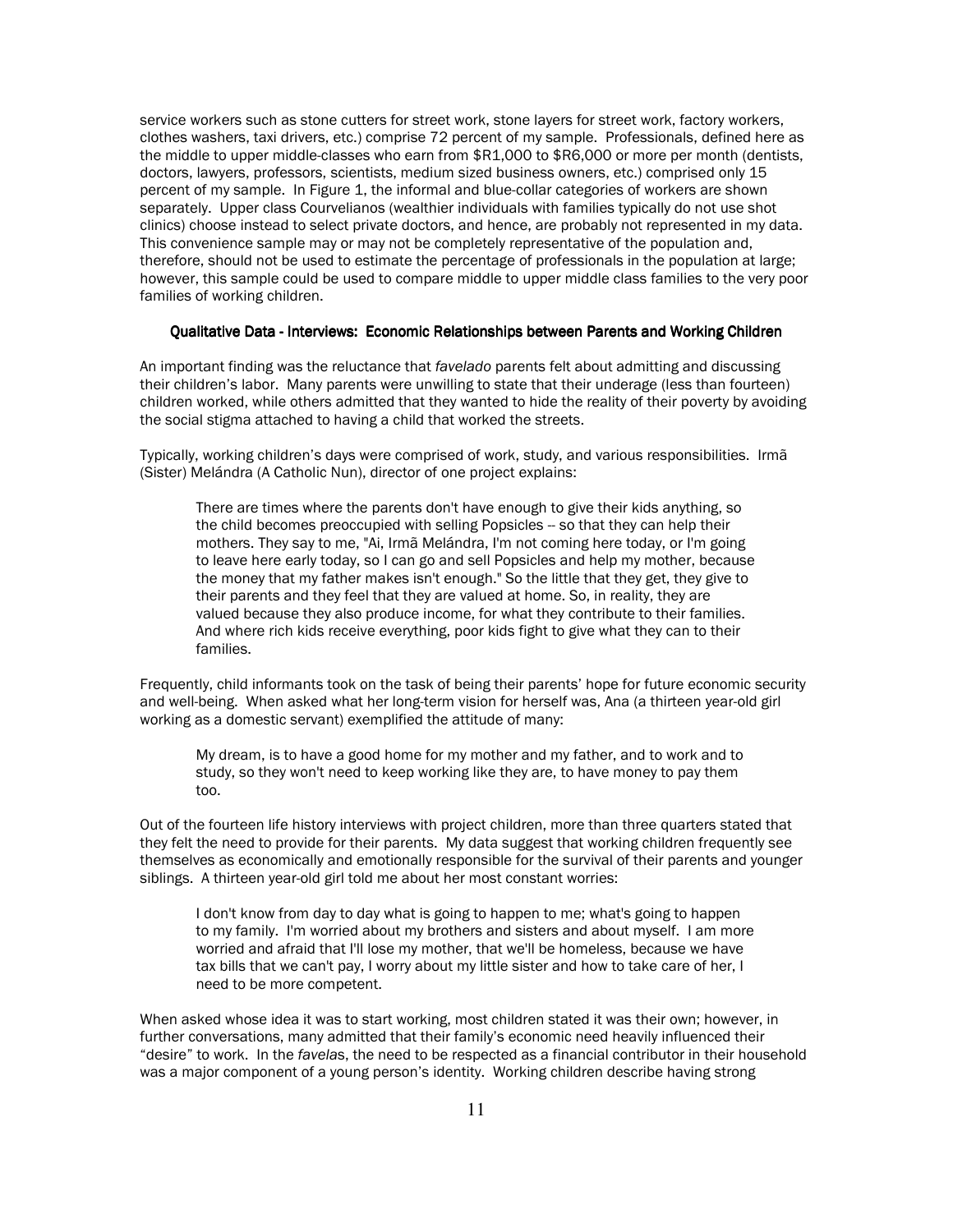service workers such as stone cutters for street work, stone layers for street work, factory workers, clothes washers, taxi drivers, etc.) comprise 72 percent of my sample. Professionals, defined here as the middle to upper middle-classes who earn from $R1,000 to $R6,000 or more per month (dentists, doctors, lawyers, professors, scientists, medium sized business owners, etc.) comprised only 15 percent of my sample. In Figure 1, the informal and blue-collar categories of workers are shown separately. Upper class Courvelianos (wealthier individuals with families typically do not use shot clinics) choose instead to select private doctors, and hence, are probably not represented in my data. This convenience sample may or may not be completely representative of the population and, therefore, should not be used to estimate the percentage of professionals in the population at large; however, this sample could be used to compare middle to upper middle class families to the very poor families of working children.

### Qualitative Data - Interviews: Economic Relationships between Parents and Working Children

An important finding was the reluctance that *favelado* parents felt about admitting and discussing their children's labor. Many parents were unwilling to state that their underage (less than fourteen) children worked, while others admitted that they wanted to hide the reality of their poverty by avoiding the social stigma attached to having a child that worked the streets.

Typically, working children's days were comprised of work, study, and various responsibilities. Irmã (Sister) Meléndra (A Catholic Nun), director of one project explains:

> There are times where the parents don't have enough to give their kids anything, so the child becomes preoccupied with selling Popsicles -- so that they can help their mothers. They say to me, "Ai, Irmã Meléndra, I'm not coming here today, or I'm going to leave here early today, so I can go and sell Popsicles and help my mother, because the money that my father makes isn't enough." So the little that they get, they give to their parents and they feel that they are valued at home. So, in reality, they are valued because they also produce income, for what they contribute to their families. And where rich kids receive everything, poor kids fight to give what they can to their families.

Frequently, child informants took on the task of being their parents' hope for future economic security and well-being. When asked what her long-term vision for herself was, Ana (a thirteen year-old girl working as a domestic servant) exemplified the attitude of many:

> My dream, is to have a good home for my mother and my father, and to work and to study, so they won't need to keep working like they are, to have money to pay them too.

Out of the fourteen life history interviews with project children, more than three quarters stated that they felt the need to provide for their parents. My data suggest that working children frequently see themselves as economically and emotionally responsible for the survival of their parents and younger siblings. A thirteen year-old girl told me about her most constant worries:

> I don't know from day to day what is going to happen to me; what's going to happen to my family. I'm worried about my brothers and sisters and about myself. I am more worried and afraid that I'll lose my mother, that we'll be homeless, because we have tax bills that we can't pay, I worry about my little sister and how to take care of her, I need to be more competent.

When asked whose idea it was to start working, most children stated it was their own; however, in further conversations, many admitted that their family's economic need heavily influenced their "desire" to work. In the *favela*s, the need to be respected as a financial contributor in their household was a major component of a young person's identity. Working children describe having strong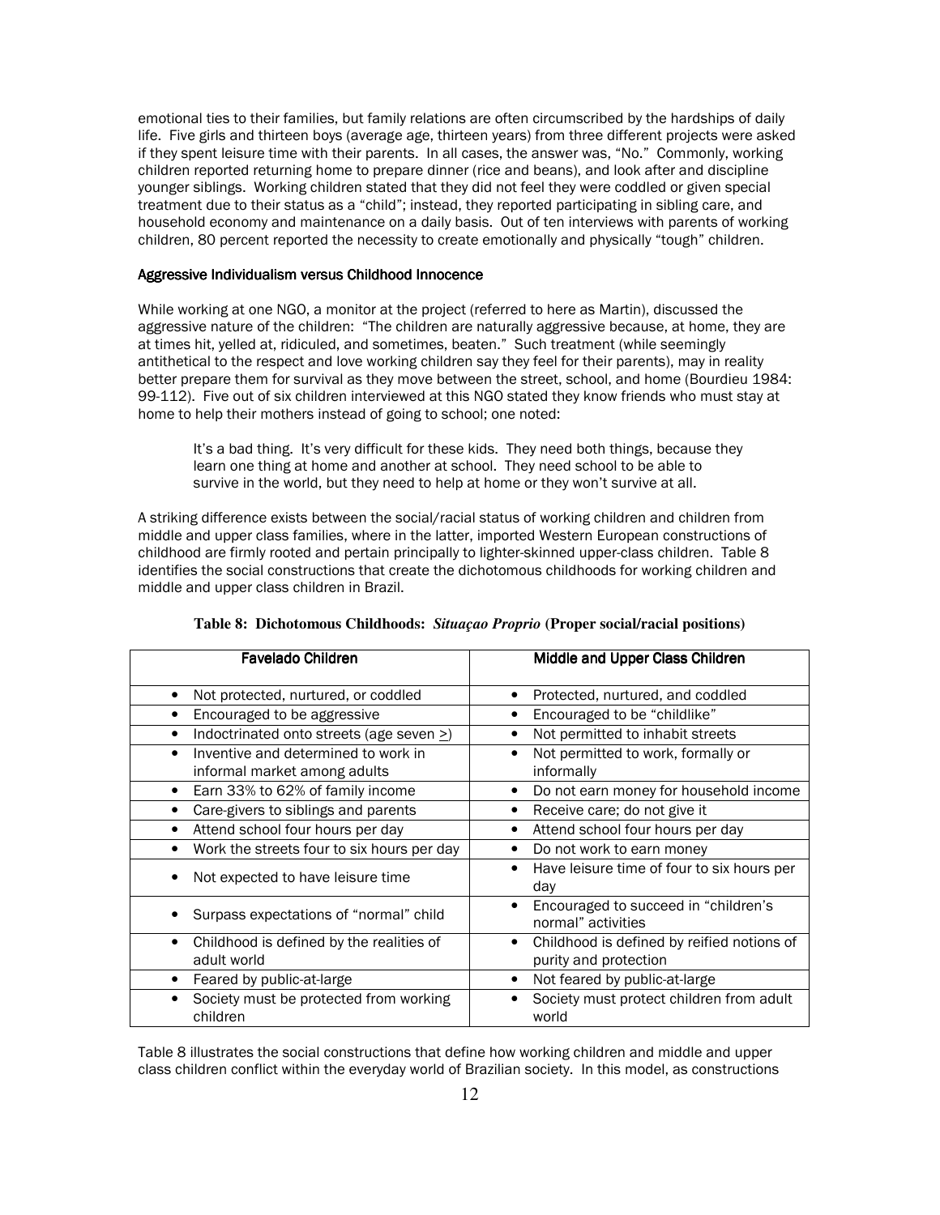emotional ties to their families, but family relations are often circumscribed by the hardships of daily life. Five girls and thirteen boys (average age, thirteen years) from three different projects were asked if they spent leisure time with their parents. In all cases, the answer was, "No." Commonly, working children reported returning home to prepare dinner (rice and beans), and look after and discipline younger siblings. Working children stated that they did not feel they were coddled or given special treatment due to their status as a "child"; instead, they reported participating in sibling care, and household economy and maintenance on a daily basis. Out of ten interviews with parents of working children, 80 percent reported the necessity to create emotionally and physically "tough" children.

### Aggressive Individualism versus Childhood Innocence

While working at one NGO, a monitor at the project (referred to here as Martin), discussed the aggressive nature of the children: "The children are naturally aggressive because, at home, they are at times hit, yelled at, ridiculed, and sometimes, beaten." Such treatment (while seemingly antithetical to the respect and love working children say they feel for their parents), may in reality better prepare them for survival as they move between the street, school, and home (Bourdieu 1984: 99-112). Five out of six children interviewed at this NGO stated they know friends who must stay at home to help their mothers instead of going to school; one noted:

> It's a bad thing. It's very difficult for these kids. They need both things, because they learn one thing at home and another at school. They need school to be able to survive in the world, but they need to help at home or they won't survive at all.

A striking difference exists between the social/racial status of working children and children from middle and upper class families, where in the latter, imported Western European constructions of childhood are firmly rooted and pertain principally to lighter-skinned upper-class children. Table 8 identifies the social constructions that create the dichotomous childhoods for working children and middle and upper class children in Brazil.

**Table 8: Dichotomous Childhoods: *Situaçao Proprio* (Proper social/racial positions)**

| Favelado Children | Middle and Upper Class Children |
|---|---|
| • Not protected, nurtured, or coddled | • Protected, nurtured, and coddled |
| • Encouraged to be aggressive | • Encouraged to be "childlike" |
| • Indoctrinated onto streets (age seven ≥) | • Not permitted to inhabit streets |
| • Inventive and determined to work in informal market among adults | • Not permitted to work, formally or informally |
| • Earn 33% to 62% of family income | • Do not earn money for household income |
| • Care-givers to siblings and parents | • Receive care; do not give it |
| • Attend school four hours per day | • Attend school four hours per day |
| • Work the streets four to six hours per day | • Do not work to earn money |
| • Not expected to have leisure time | • Have leisure time of four to six hours per day |
| • Surpass expectations of "normal" child | • Encouraged to succeed in "children's normal" activities |
| • Childhood is defined by the realities of adult world | • Childhood is defined by reified notions of purity and protection |
| • Feared by public-at-large | • Not feared by public-at-large |
| • Society must be protected from working children | • Society must protect children from adult world |

Table 8 illustrates the social constructions that define how working children and middle and upper class children conflict within the everyday world of Brazilian society. In this model, as constructions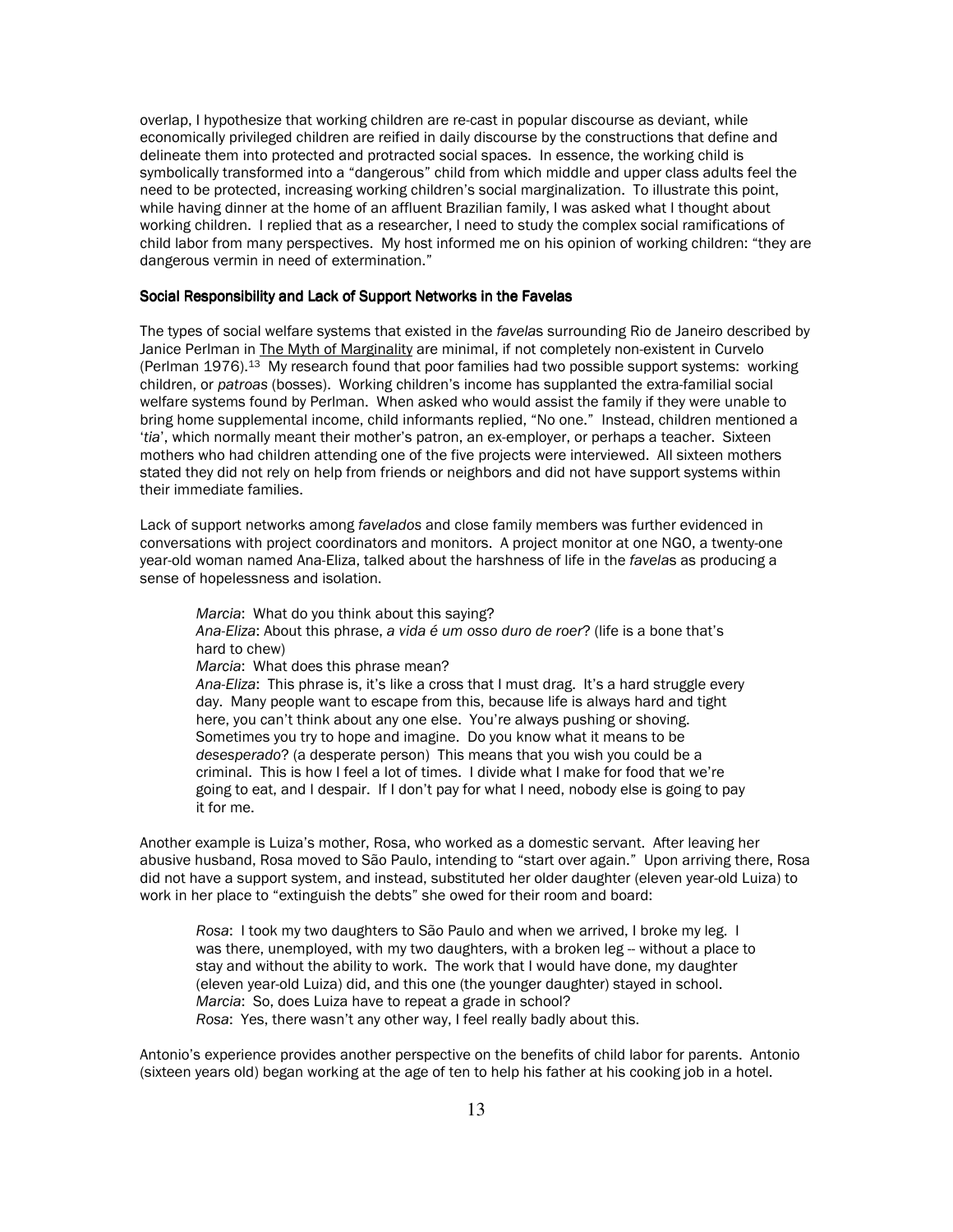overlap, I hypothesize that working children are re-cast in popular discourse as deviant, while economically privileged children are reified in daily discourse by the constructions that define and delineate them into protected and protracted social spaces. In essence, the working child is symbolically transformed into a "dangerous" child from which middle and upper class adults feel the need to be protected, increasing working children's social marginalization. To illustrate this point, while having dinner at the home of an affluent Brazilian family, I was asked what I thought about working children. I replied that as a researcher, I need to study the complex social ramifications of child labor from many perspectives. My host informed me on his opinion of working children: "they are dangerous vermin in need of extermination."

#### Social Responsibility and Lack of Support Networks in the Favelas

The types of social welfare systems that existed in the *favela*s surrounding Rio de Janeiro described by Janice Perlman in The Myth of Marginality are minimal, if not completely non-existent in Curvelo (Perlman 1976).[13] My research found that poor families had two possible support systems: working children, or *patroas* (bosses). Working children's income has supplanted the extra-familial social welfare systems found by Perlman. When asked who would assist the family if they were unable to bring home supplemental income, child informants replied, "No one." Instead, children mentioned a '*tia*', which normally meant their mother's patron, an ex-employer, or perhaps a teacher. Sixteen mothers who had children attending one of the five projects were interviewed. All sixteen mothers stated they did not rely on help from friends or neighbors and did not have support systems within their immediate families.

Lack of support networks among *favelados* and close family members was further evidenced in conversations with project coordinators and monitors. A project monitor at one NGO, a twenty-one year-old woman named Ana-Eliza, talked about the harshness of life in the *favela*s as producing a sense of hopelessness and isolation.

> *Marcia*: What do you think about this saying?
> *Ana-Eliza*: About this phrase, *a vida é um osso duro de roer*? (life is a bone that's hard to chew)
> *Marcia*: What does this phrase mean?
> *Ana-Eliza*: This phrase is, it's like a cross that I must drag. It's a hard struggle every day. Many people want to escape from this, because life is always hard and tight here, you can't think about any one else. You're always pushing or shoving. Sometimes you try to hope and imagine. Do you know what it means to be *desesperado*? (a desperate person) This means that you wish you could be a criminal. This is how I feel a lot of times. I divide what I make for food that we're going to eat, and I despair. If I don't pay for what I need, nobody else is going to pay it for me.

Another example is Luiza's mother, Rosa, who worked as a domestic servant. After leaving her abusive husband, Rosa moved to São Paulo, intending to "start over again." Upon arriving there, Rosa did not have a support system, and instead, substituted her older daughter (eleven year-old Luiza) to work in her place to "extinguish the debts" she owed for their room and board:

> *Rosa*: I took my two daughters to São Paulo and when we arrived, I broke my leg. I was there, unemployed, with my two daughters, with a broken leg -- without a place to stay and without the ability to work. The work that I would have done, my daughter (eleven year-old Luiza) did, and this one (the younger daughter) stayed in school.
> *Marcia*: So, does Luiza have to repeat a grade in school?
> *Rosa*: Yes, there wasn't any other way, I feel really badly about this.

Antonio's experience provides another perspective on the benefits of child labor for parents. Antonio (sixteen years old) began working at the age of ten to help his father at his cooking job in a hotel.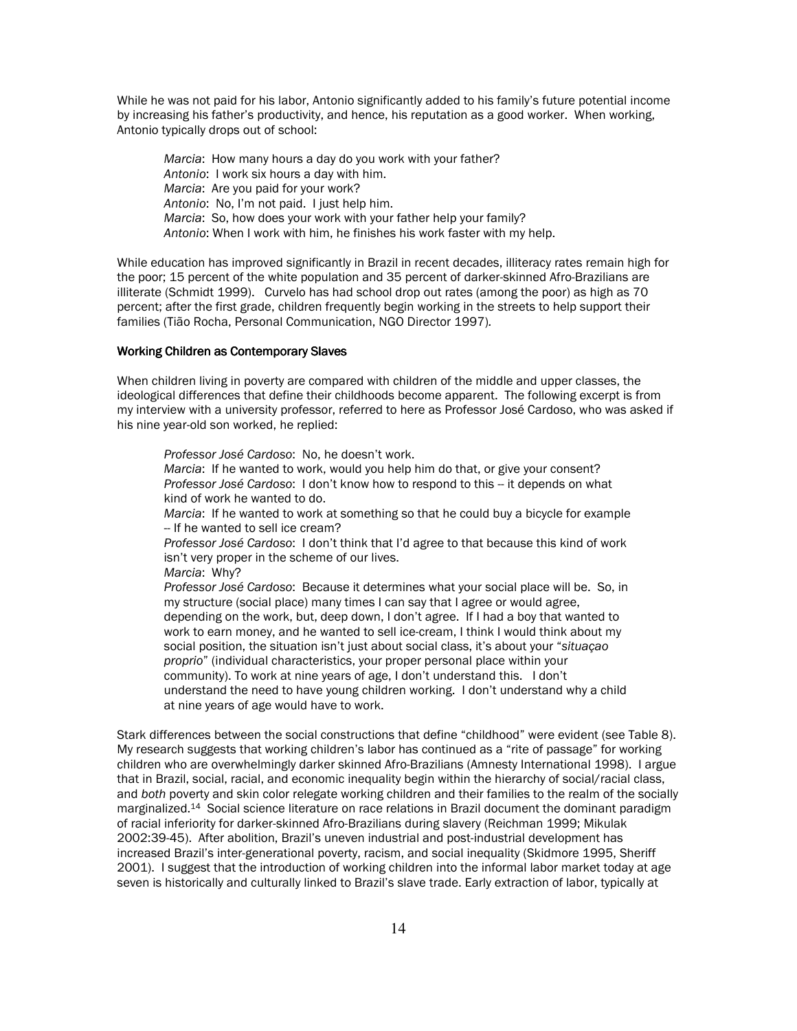While he was not paid for his labor, Antonio significantly added to his family's future potential income by increasing his father's productivity, and hence, his reputation as a good worker. When working, Antonio typically drops out of school:

> *Marcia*: How many hours a day do you work with your father?
> *Antonio*: I work six hours a day with him.
> *Marcia*: Are you paid for your work?
> *Antonio*: No, I'm not paid. I just help him.
> *Marcia*: So, how does your work with your father help your family?
> *Antonio*: When I work with him, he finishes his work faster with my help.

While education has improved significantly in Brazil in recent decades, illiteracy rates remain high for the poor; 15 percent of the white population and 35 percent of darker-skinned Afro-Brazilians are illiterate (Schmidt 1999). Curvelo has had school drop out rates (among the poor) as high as 70 percent; after the first grade, children frequently begin working in the streets to help support their families (Tião Rocha, Personal Communication, NGO Director 1997).

#### Working Children as Contemporary Slaves

When children living in poverty are compared with children of the middle and upper classes, the ideological differences that define their childhoods become apparent. The following excerpt is from my interview with a university professor, referred to here as Professor José Cardoso, who was asked if his nine year-old son worked, he replied:

> *Professor José Cardoso*: No, he doesn't work.
> *Marcia*: If he wanted to work, would you help him do that, or give your consent?
> *Professor José Cardoso*: I don't know how to respond to this -- it depends on what kind of work he wanted to do.
> *Marcia*: If he wanted to work at something so that he could buy a bicycle for example -- If he wanted to sell ice cream?
> *Professor José Cardoso*: I don't think that I'd agree to that because this kind of work isn't very proper in the scheme of our lives.
> *Marcia*: Why?
> *Professor José Cardoso*: Because it determines what your social place will be. So, in my structure (social place) many times I can say that I agree or would agree, depending on the work, but, deep down, I don't agree. If I had a boy that wanted to work to earn money, and he wanted to sell ice-cream, I think I would think about my social position, the situation isn't just about social class, it's about your "*situaçao proprio*" (individual characteristics, your proper personal place within your community). To work at nine years of age, I don't understand this. I don't understand the need to have young children working. I don't understand why a child at nine years of age would have to work.

Stark differences between the social constructions that define "childhood" were evident (see Table 8). My research suggests that working children's labor has continued as a "rite of passage" for working children who are overwhelmingly darker skinned Afro-Brazilians (Amnesty International 1998). I argue that in Brazil, social, racial, and economic inequality begin within the hierarchy of social/racial class, and *both* poverty and skin color relegate working children and their families to the realm of the socially marginalized.[14] Social science literature on race relations in Brazil document the dominant paradigm of racial inferiority for darker-skinned Afro-Brazilians during slavery (Reichman 1999; Mikulak 2002:39-45). After abolition, Brazil's uneven industrial and post-industrial development has increased Brazil's inter-generational poverty, racism, and social inequality (Skidmore 1995, Sheriff 2001). I suggest that the introduction of working children into the informal labor market today at age seven is historically and culturally linked to Brazil's slave trade. Early extraction of labor, typically at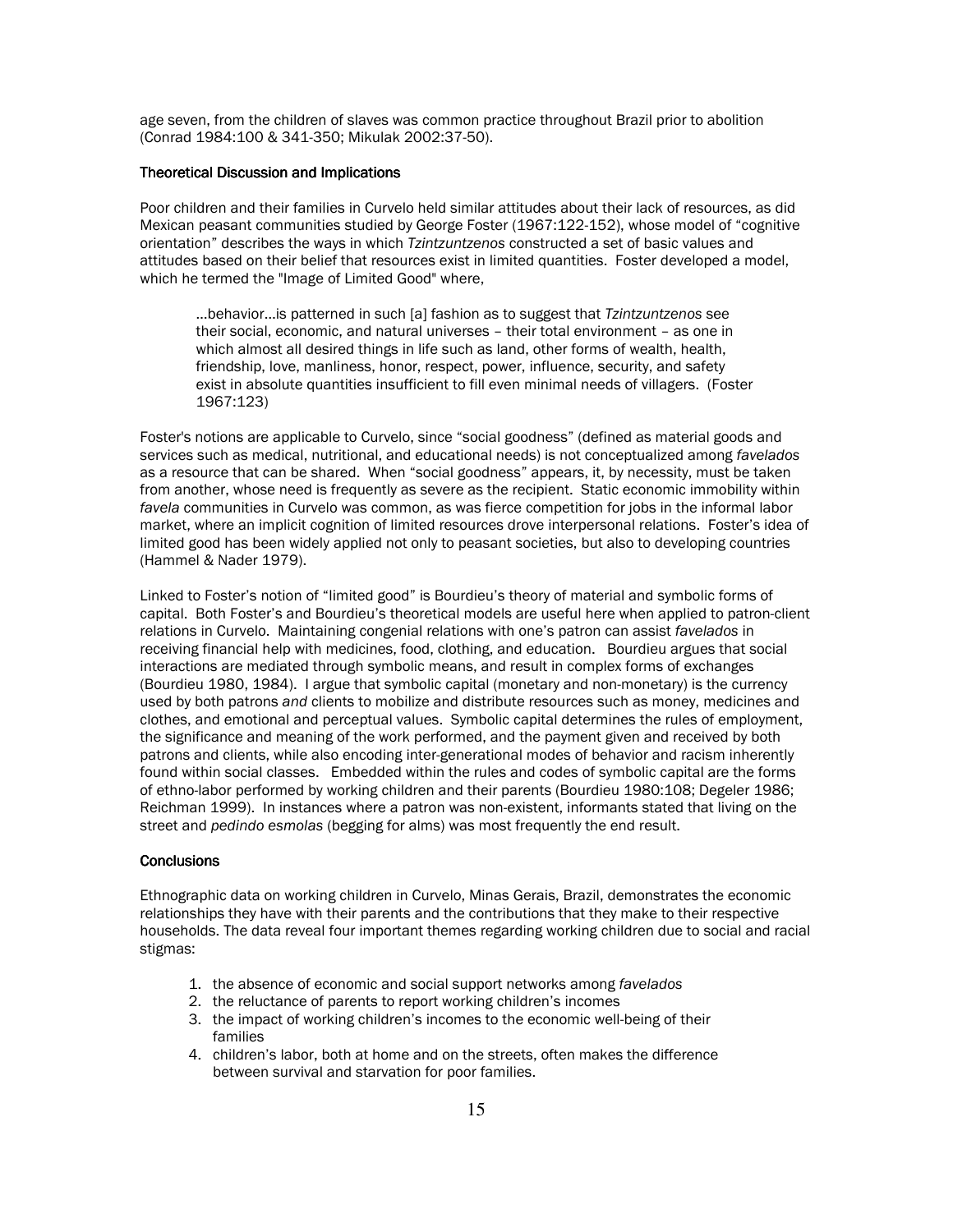age seven, from the children of slaves was common practice throughout Brazil prior to abolition (Conrad 1984:100 & 341-350; Mikulak 2002:37-50).

### Theoretical Discussion and Implications

Poor children and their families in Curvelo held similar attitudes about their lack of resources, as did Mexican peasant communities studied by George Foster (1967:122-152), whose model of "cognitive orientation" describes the ways in which *Tzintzuntzenos* constructed a set of basic values and attitudes based on their belief that resources exist in limited quantities. Foster developed a model, which he termed the "Image of Limited Good" where,

> …behavior…is patterned in such [a] fashion as to suggest that *Tzintzuntzenos* see their social, economic, and natural universes – their total environment – as one in which almost all desired things in life such as land, other forms of wealth, health, friendship, love, manliness, honor, respect, power, influence, security, and safety exist in absolute quantities insufficient to fill even minimal needs of villagers. (Foster 1967:123)

Foster's notions are applicable to Curvelo, since "social goodness" (defined as material goods and services such as medical, nutritional, and educational needs) is not conceptualized among *favelados* as a resource that can be shared. When "social goodness" appears, it, by necessity, must be taken from another, whose need is frequently as severe as the recipient. Static economic immobility within *favela* communities in Curvelo was common, as was fierce competition for jobs in the informal labor market, where an implicit cognition of limited resources drove interpersonal relations. Foster's idea of limited good has been widely applied not only to peasant societies, but also to developing countries (Hammel & Nader 1979).

Linked to Foster's notion of "limited good" is Bourdieu's theory of material and symbolic forms of capital. Both Foster's and Bourdieu's theoretical models are useful here when applied to patron-client relations in Curvelo. Maintaining congenial relations with one's patron can assist *favelados* in receiving financial help with medicines, food, clothing, and education. Bourdieu argues that social interactions are mediated through symbolic means, and result in complex forms of exchanges (Bourdieu 1980, 1984). I argue that symbolic capital (monetary and non-monetary) is the currency used by both patrons *and* clients to mobilize and distribute resources such as money, medicines and clothes, and emotional and perceptual values. Symbolic capital determines the rules of employment, the significance and meaning of the work performed, and the payment given and received by both patrons and clients, while also encoding inter-generational modes of behavior and racism inherently found within social classes. Embedded within the rules and codes of symbolic capital are the forms of ethno-labor performed by working children and their parents (Bourdieu 1980:108; Degeler 1986; Reichman 1999). In instances where a patron was non-existent, informants stated that living on the street and *pedindo esmolas* (begging for alms) was most frequently the end result.

### Conclusions

Ethnographic data on working children in Curvelo, Minas Gerais, Brazil, demonstrates the economic relationships they have with their parents and the contributions that they make to their respective households. The data reveal four important themes regarding working children due to social and racial stigmas:

1. the absence of economic and social support networks among *favelados*
2. the reluctance of parents to report working children's incomes
3. the impact of working children's incomes to the economic well-being of their families
4. children's labor, both at home and on the streets, often makes the difference between survival and starvation for poor families.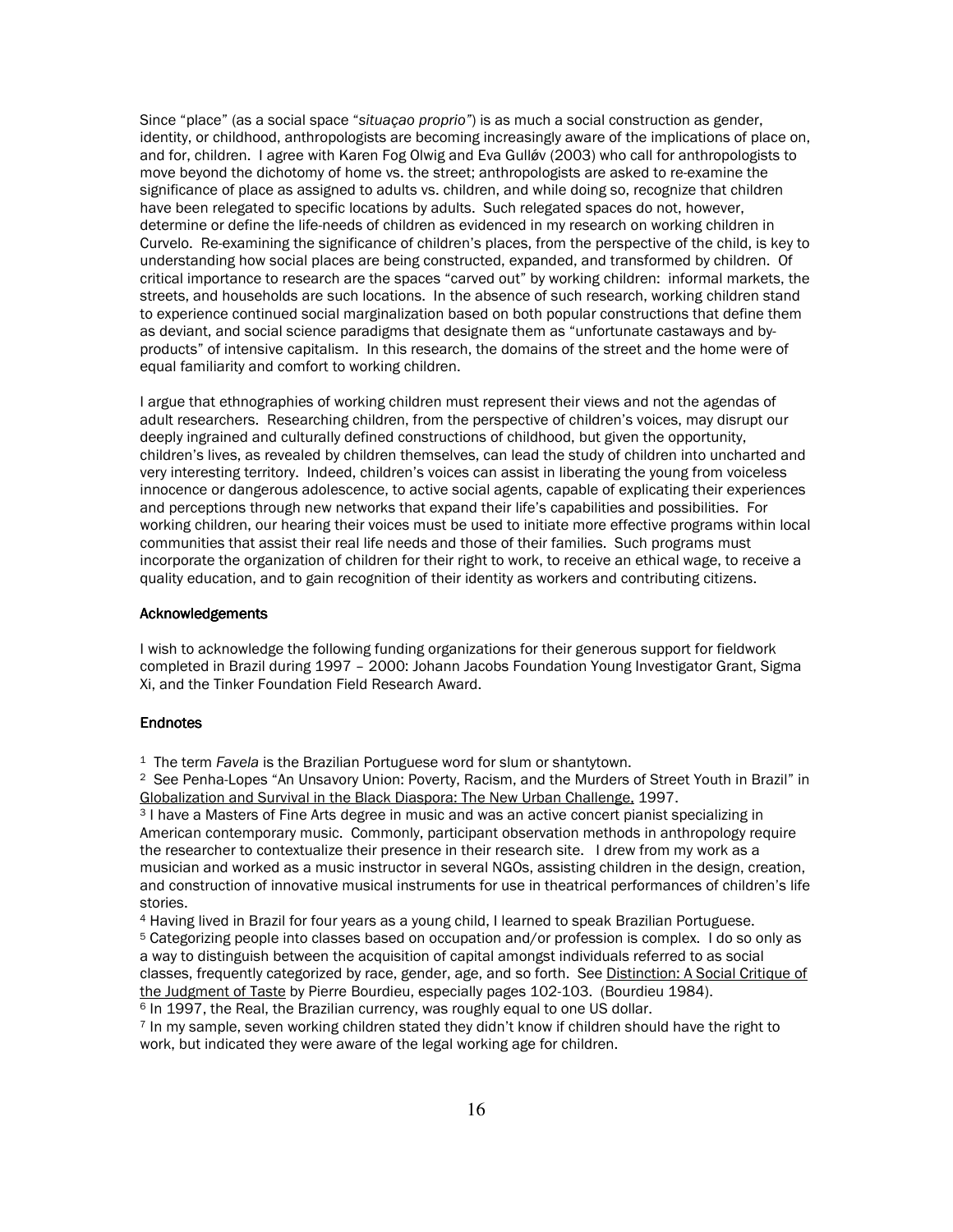Since "place" (as a social space "*situaçao proprio*") is as much a social construction as gender, identity, or childhood, anthropologists are becoming increasingly aware of the implications of place on, and for, children. I agree with Karen Fog Olwig and Eva Gulløv (2003) who call for anthropologists to move beyond the dichotomy of home vs. the street; anthropologists are asked to re-examine the significance of place as assigned to adults vs. children, and while doing so, recognize that children have been relegated to specific locations by adults. Such relegated spaces do not, however, determine or define the life-needs of children as evidenced in my research on working children in Curvelo. Re-examining the significance of children's places, from the perspective of the child, is key to understanding how social places are being constructed, expanded, and transformed by children. Of critical importance to research are the spaces "carved out" by working children: informal markets, the streets, and households are such locations. In the absence of such research, working children stand to experience continued social marginalization based on both popular constructions that define them as deviant, and social science paradigms that designate them as "unfortunate castaways and by-products" of intensive capitalism. In this research, the domains of the street and the home were of equal familiarity and comfort to working children.

I argue that ethnographies of working children must represent their views and not the agendas of adult researchers. Researching children, from the perspective of children's voices, may disrupt our deeply ingrained and culturally defined constructions of childhood, but given the opportunity, children's lives, as revealed by children themselves, can lead the study of children into uncharted and very interesting territory. Indeed, children's voices can assist in liberating the young from voiceless innocence or dangerous adolescence, to active social agents, capable of explicating their experiences and perceptions through new networks that expand their life's capabilities and possibilities. For working children, our hearing their voices must be used to initiate more effective programs within local communities that assist their real life needs and those of their families. Such programs must incorporate the organization of children for their right to work, to receive an ethical wage, to receive a quality education, and to gain recognition of their identity as workers and contributing citizens.

## Acknowledgements

I wish to acknowledge the following funding organizations for their generous support for fieldwork completed in Brazil during 1997 – 2000: Johann Jacobs Foundation Young Investigator Grant, Sigma Xi, and the Tinker Foundation Field Research Award.

## Endnotes

[1] The term *Favela* is the Brazilian Portuguese word for slum or shantytown.

[2] See Penha-Lopes "An Unsavory Union: Poverty, Racism, and the Murders of Street Youth in Brazil" in Globalization and Survival in the Black Diaspora: The New Urban Challenge, 1997.

[3] I have a Masters of Fine Arts degree in music and was an active concert pianist specializing in American contemporary music. Commonly, participant observation methods in anthropology require the researcher to contextualize their presence in their research site. I drew from my work as a musician and worked as a music instructor in several NGOs, assisting children in the design, creation, and construction of innovative musical instruments for use in theatrical performances of children's life stories.

[4] Having lived in Brazil for four years as a young child, I learned to speak Brazilian Portuguese.

[5] Categorizing people into classes based on occupation and/or profession is complex. I do so only as a way to distinguish between the acquisition of capital amongst individuals referred to as social classes, frequently categorized by race, gender, age, and so forth. See Distinction: A Social Critique of the Judgment of Taste by Pierre Bourdieu, especially pages 102-103. (Bourdieu 1984).

[6] In 1997, the Real, the Brazilian currency, was roughly equal to one US dollar.

[7] In my sample, seven working children stated they didn't know if children should have the right to work, but indicated they were aware of the legal working age for children.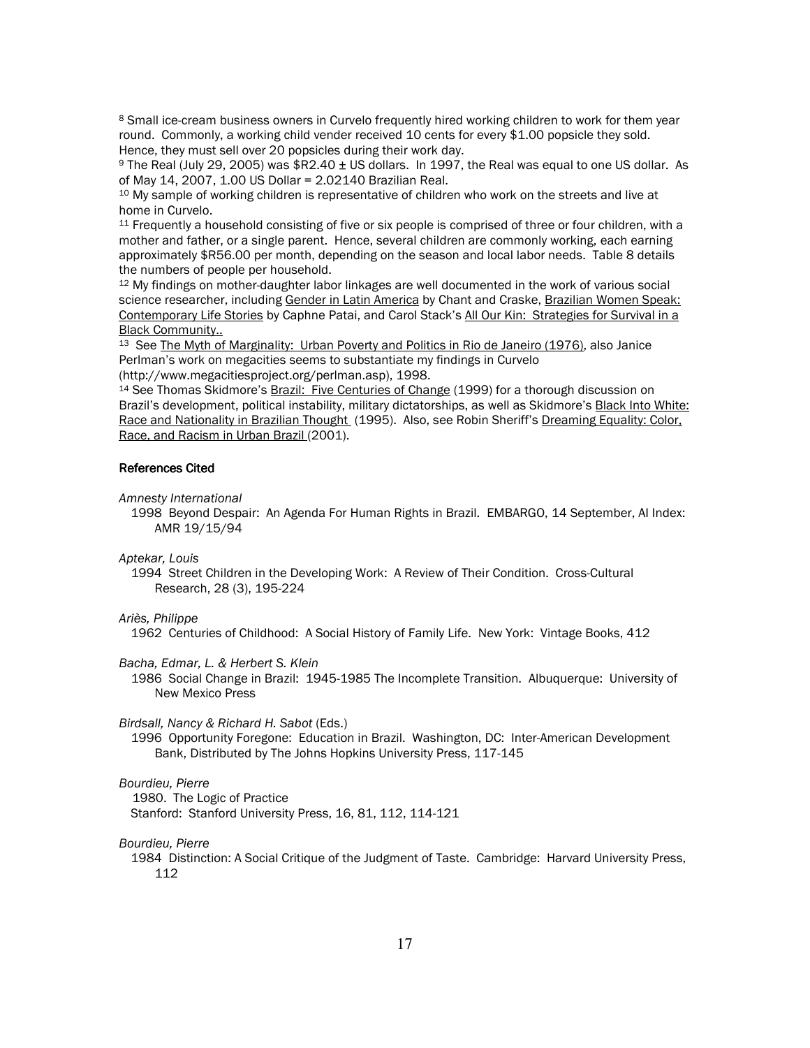[8] Small ice-cream business owners in Curvelo frequently hired working children to work for them year round. Commonly, a working child vender received 10 cents for every $1.00 popsicle they sold. Hence, they must sell over 20 popsicles during their work day.
[9] The Real (July 29, 2005) was $R2.40 ± US dollars. In 1997, the Real was equal to one US dollar. As of May 14, 2007, 1.00 US Dollar = 2.02140 Brazilian Real.
[10] My sample of working children is representative of children who work on the streets and live at home in Curvelo.
[11] Frequently a household consisting of five or six people is comprised of three or four children, with a mother and father, or a single parent. Hence, several children are commonly working, each earning approximately $R56.00 per month, depending on the season and local labor needs. Table 8 details the numbers of people per household.
[12] My findings on mother-daughter labor linkages are well documented in the work of various social science researcher, including Gender in Latin America by Chant and Craske, Brazilian Women Speak: Contemporary Life Stories by Caphne Patai, and Carol Stack's All Our Kin: Strategies for Survival in a Black Community..
[13] See The Myth of Marginality: Urban Poverty and Politics in Rio de Janeiro (1976), also Janice Perlman's work on megacities seems to substantiate my findings in Curvelo (http://www.megacitiesproject.org/perlman.asp), 1998.
[14] See Thomas Skidmore's Brazil: Five Centuries of Change (1999) for a thorough discussion on Brazil's development, political instability, military dictatorships, as well as Skidmore's Black Into White: Race and Nationality in Brazilian Thought (1995). Also, see Robin Sheriff's Dreaming Equality: Color, Race, and Racism in Urban Brazil (2001).

## References Cited

*Amnesty International*
1998 Beyond Despair: An Agenda For Human Rights in Brazil. EMBARGO, 14 September, AI Index: AMR 19/15/94

*Aptekar, Louis*
1994 Street Children in the Developing Work: A Review of Their Condition. Cross-Cultural Research, 28 (3), 195-224

*Ariès, Philippe*
1962 Centuries of Childhood: A Social History of Family Life. New York: Vintage Books, 412

*Bacha, Edmar, L. & Herbert S. Klein*
1986 Social Change in Brazil: 1945-1985 The Incomplete Transition. Albuquerque: University of New Mexico Press

*Birdsall, Nancy & Richard H. Sabot* (Eds.)
1996 Opportunity Foregone: Education in Brazil. Washington, DC: Inter-American Development Bank, Distributed by The Johns Hopkins University Press, 117-145

*Bourdieu, Pierre*
1980. The Logic of Practice
Stanford: Stanford University Press, 16, 81, 112, 114-121

*Bourdieu, Pierre*
1984 Distinction: A Social Critique of the Judgment of Taste. Cambridge: Harvard University Press, 112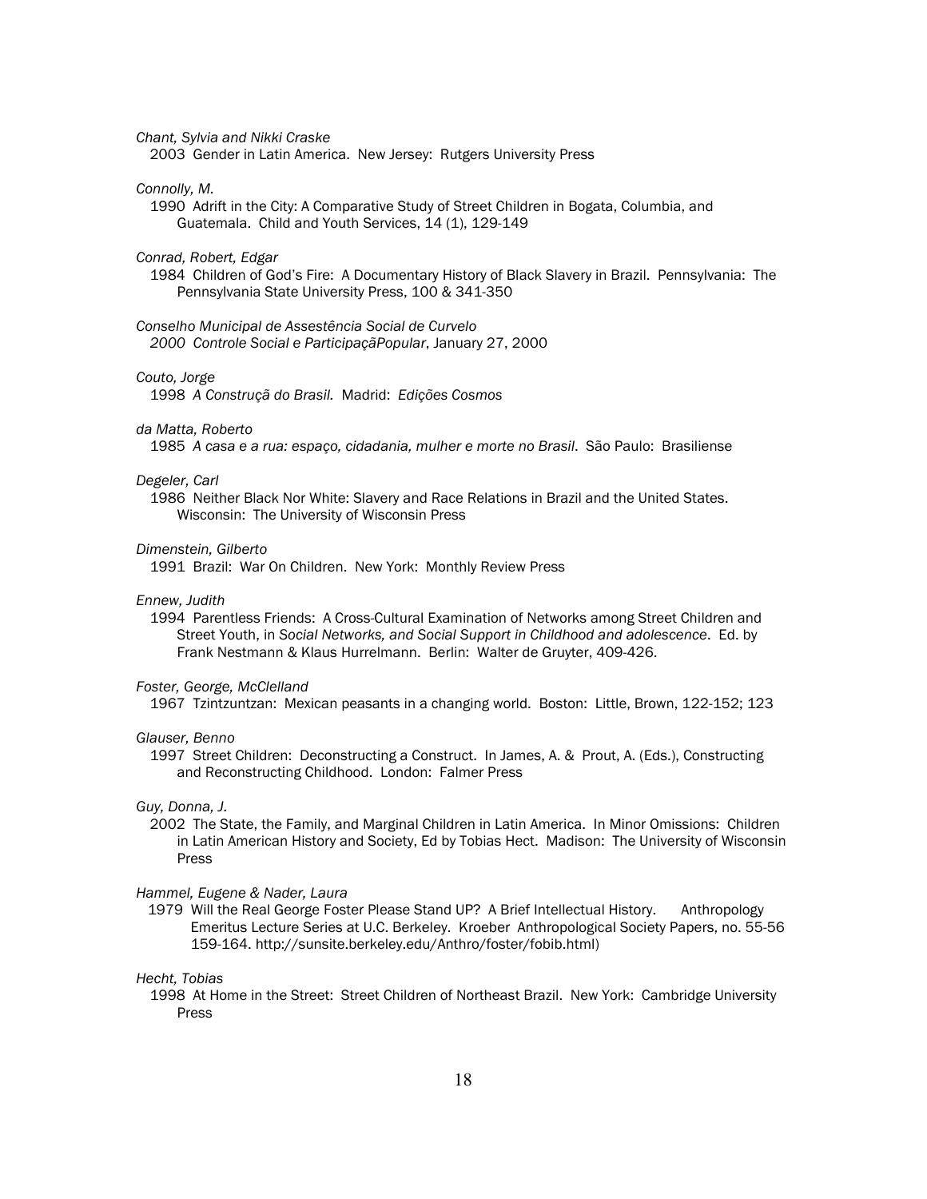*Chant, Sylvia and Nikki Craske*
2003 Gender in Latin America. New Jersey: Rutgers University Press

*Connolly, M.*
1990 Adrift in the City: A Comparative Study of Street Children in Bogata, Columbia, and Guatemala. Child and Youth Services, 14 (1), 129-149

*Conrad, Robert, Edgar*
1984 Children of God's Fire: A Documentary History of Black Slavery in Brazil. Pennsylvania: The Pennsylvania State University Press, 100 & 341-350

*Conselho Municipal de Assestência Social de Curvelo*
*2000 Controle Social e ParticipaçãPopular*, January 27, 2000

*Couto, Jorge*
1998 *A Construçã do Brasil.* Madrid: *Edições Cosmos*

*da Matta, Roberto*
1985 *A casa e a rua: espaço, cidadania, mulher e morte no Brasil*. São Paulo: Brasiliense

*Degeler, Carl*
1986 Neither Black Nor White: Slavery and Race Relations in Brazil and the United States. Wisconsin: The University of Wisconsin Press

*Dimenstein, Gilberto*
1991 Brazil: War On Children. New York: Monthly Review Press

*Ennew, Judith*
1994 Parentless Friends: A Cross-Cultural Examination of Networks among Street Children and Street Youth, in *Social Networks, and Social Support in Childhood and adolescence*. Ed. by Frank Nestmann & Klaus Hurrelmann. Berlin: Walter de Gruyter, 409-426.

*Foster, George, McClelland*
1967 Tzintzuntzan: Mexican peasants in a changing world. Boston: Little, Brown, 122-152; 123

*Glauser, Benno*
1997 Street Children: Deconstructing a Construct. In James, A. & Prout, A. (Eds.), Constructing and Reconstructing Childhood. London: Falmer Press

*Guy, Donna, J.*
2002 The State, the Family, and Marginal Children in Latin America. In Minor Omissions: Children in Latin American History and Society, Ed by Tobias Hect. Madison: The University of Wisconsin Press

*Hammel, Eugene & Nader, Laura*
1979 Will the Real George Foster Please Stand UP? A Brief Intellectual History. Anthropology Emeritus Lecture Series at U.C. Berkeley. Kroeber Anthropological Society Papers, no. 55-56 159-164. http://sunsite.berkeley.edu/Anthro/foster/fobib.html)

*Hecht, Tobias*
1998 At Home in the Street: Street Children of Northeast Brazil. New York: Cambridge University Press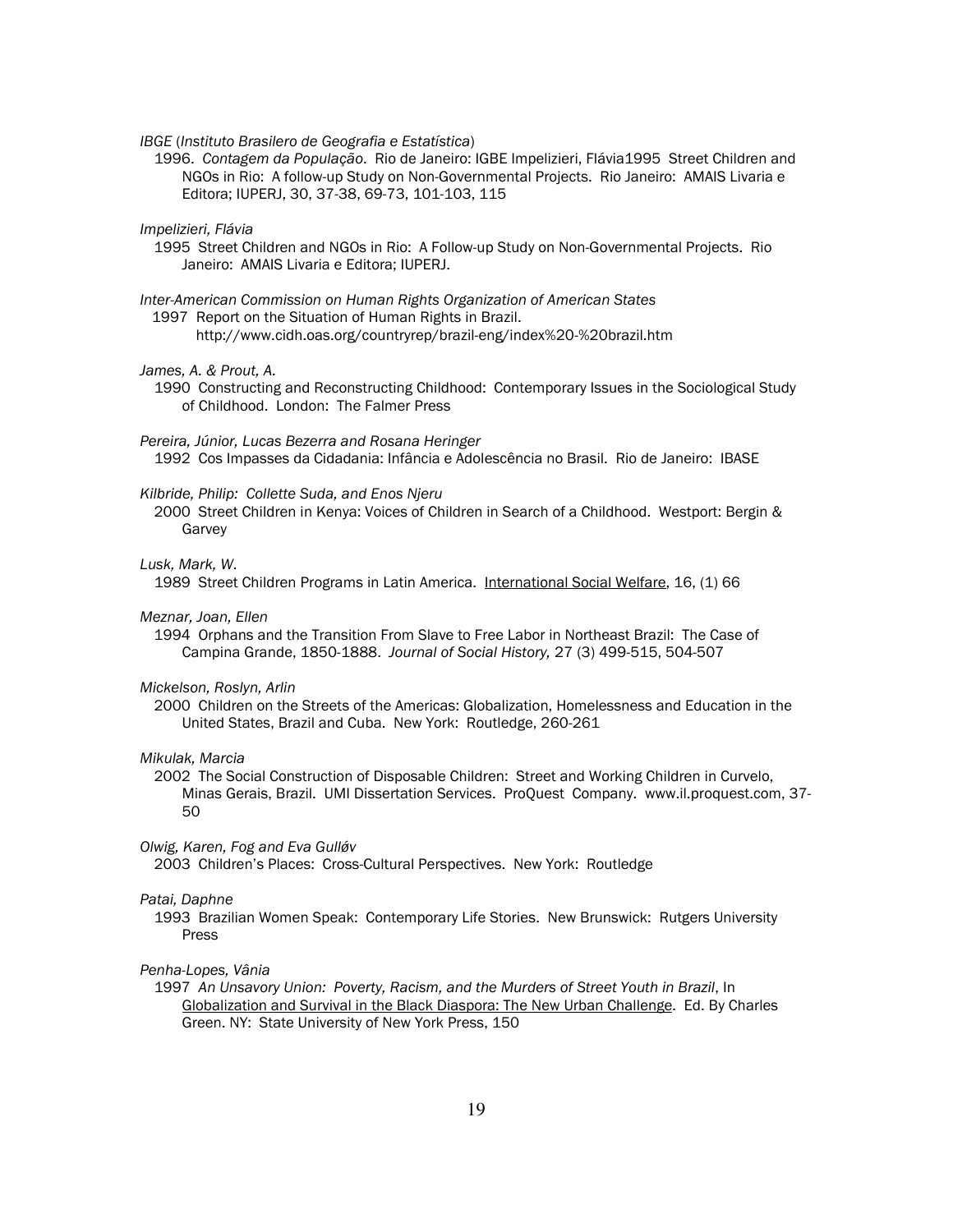*IBGE* (*Instituto Brasilero de Geografia e Estatística*)

1996. *Contagem da População*. Rio de Janeiro: IGBE Impelizieri, Flávia1995 Street Children and NGOs in Rio: A follow-up Study on Non-Governmental Projects. Rio Janeiro: AMAIS Livaria e Editora; IUPERJ, 30, 37-38, 69-73, 101-103, 115

*Impelizieri, Flávia*

1995 Street Children and NGOs in Rio: A Follow-up Study on Non-Governmental Projects. Rio Janeiro: AMAIS Livaria e Editora; IUPERJ.

*Inter-American Commission on Human Rights Organization of American States*

1997 Report on the Situation of Human Rights in Brazil. http://www.cidh.oas.org/countryrep/brazil-eng/index%20-%20brazil.htm

*James, A. & Prout, A.*

1990 Constructing and Reconstructing Childhood: Contemporary Issues in the Sociological Study of Childhood. London: The Falmer Press

*Pereira, Júnior, Lucas Bezerra and Rosana Heringer*

1992 Cos Impasses da Cidadania: Infância e Adolescência no Brasil. Rio de Janeiro: IBASE

*Kilbride, Philip: Collette Suda, and Enos Njeru*

2000 Street Children in Kenya: Voices of Children in Search of a Childhood. Westport: Bergin & Garvey

*Lusk, Mark, W.*

1989 Street Children Programs in Latin America. International Social Welfare, 16, (1) 66

*Meznar, Joan, Ellen*

1994 Orphans and the Transition From Slave to Free Labor in Northeast Brazil: The Case of Campina Grande, 1850-1888. *Journal of Social History,* 27 (3) 499-515, 504-507

*Mickelson, Roslyn, Arlin*

2000 Children on the Streets of the Americas: Globalization, Homelessness and Education in the United States, Brazil and Cuba. New York: Routledge, 260-261

*Mikulak, Marcia*

2002 The Social Construction of Disposable Children: Street and Working Children in Curvelo, Minas Gerais, Brazil. UMI Dissertation Services. ProQuest Company. www.il.proquest.com, 37-50

*Olwig, Karen, Fog and Eva Gulløv*

2003 Children's Places: Cross-Cultural Perspectives. New York: Routledge

*Patai, Daphne*

1993 Brazilian Women Speak: Contemporary Life Stories. New Brunswick: Rutgers University Press

*Penha-Lopes, Vânia*

1997 *An Unsavory Union: Poverty, Racism, and the Murders of Street Youth in Brazil*, In Globalization and Survival in the Black Diaspora: The New Urban Challenge. Ed. By Charles Green. NY: State University of New York Press, 150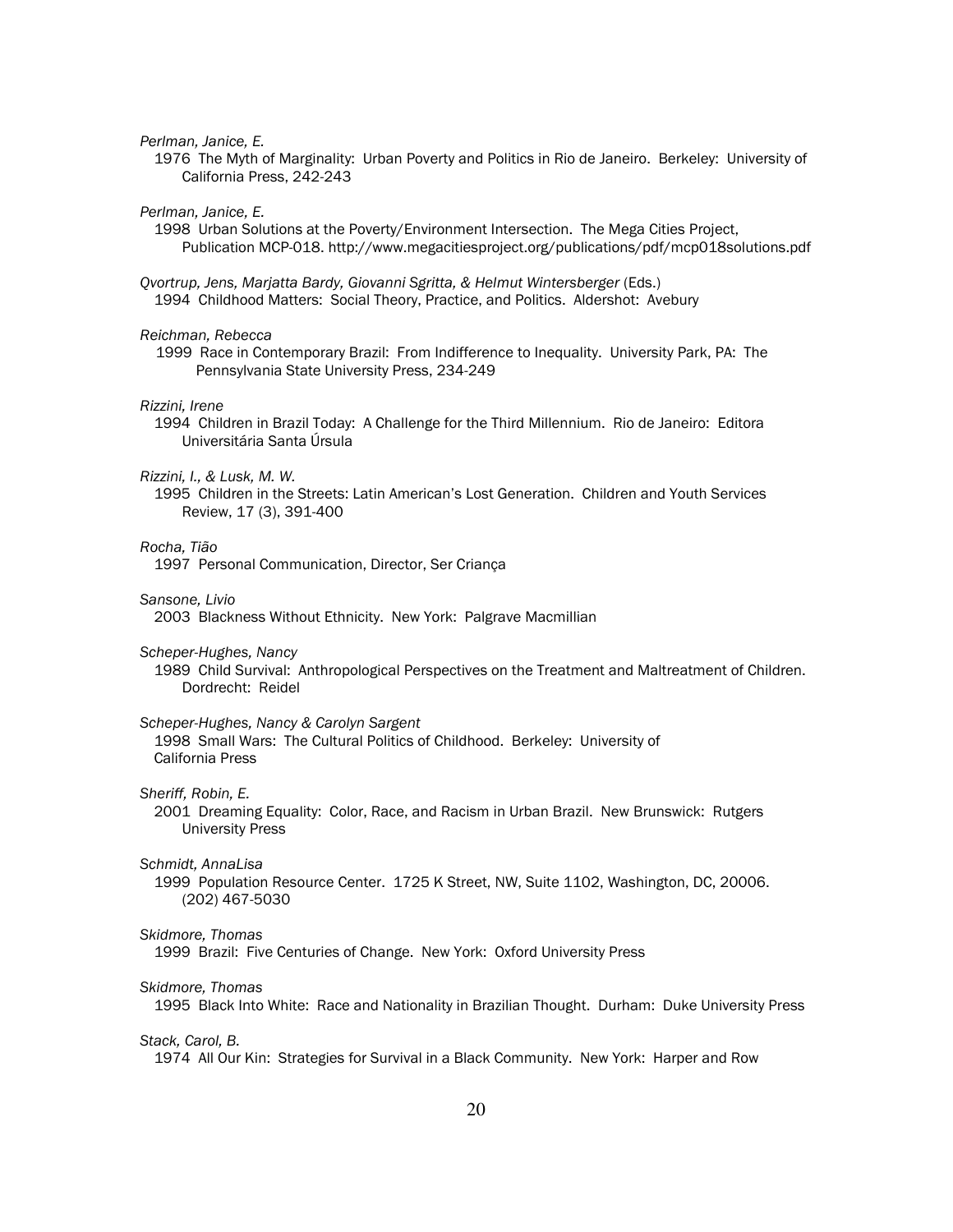*Perlman, Janice, E.*

1976 The Myth of Marginality: Urban Poverty and Politics in Rio de Janeiro. Berkeley: University of California Press, 242-243

*Perlman, Janice, E.*

1998 Urban Solutions at the Poverty/Environment Intersection. The Mega Cities Project, Publication MCP-018. http://www.megacitiesproject.org/publications/pdf/mcp018solutions.pdf

*Qvortrup, Jens, Marjatta Bardy, Giovanni Sgritta, & Helmut Wintersberger* (Eds.)

1994 Childhood Matters: Social Theory, Practice, and Politics. Aldershot: Avebury

*Reichman, Rebecca*

1999 Race in Contemporary Brazil: From Indifference to Inequality. University Park, PA: The Pennsylvania State University Press, 234-249

*Rizzini, Irene*

1994 Children in Brazil Today: A Challenge for the Third Millennium. Rio de Janeiro: Editora Universitária Santa Úrsula

*Rizzini, I., & Lusk, M. W.*

1995 Children in the Streets: Latin American's Lost Generation. Children and Youth Services Review, 17 (3), 391-400

*Rocha, Tião*

1997 Personal Communication, Director, Ser Criança

*Sansone, Livio*

2003 Blackness Without Ethnicity. New York: Palgrave Macmillian

*Scheper-Hughes, Nancy*

1989 Child Survival: Anthropological Perspectives on the Treatment and Maltreatment of Children. Dordrecht: Reidel

*Scheper-Hughes, Nancy & Carolyn Sargent*

1998 Small Wars: The Cultural Politics of Childhood. Berkeley: University of California Press

*Sheriff, Robin, E.*

2001 Dreaming Equality: Color, Race, and Racism in Urban Brazil. New Brunswick: Rutgers University Press

*Schmidt, AnnaLisa*

1999 Population Resource Center. 1725 K Street, NW, Suite 1102, Washington, DC, 20006. (202) 467-5030

*Skidmore, Thomas*

1999 Brazil: Five Centuries of Change. New York: Oxford University Press

*Skidmore, Thomas*

1995 Black Into White: Race and Nationality in Brazilian Thought. Durham: Duke University Press

*Stack, Carol, B.*

1974 All Our Kin: Strategies for Survival in a Black Community. New York: Harper and Row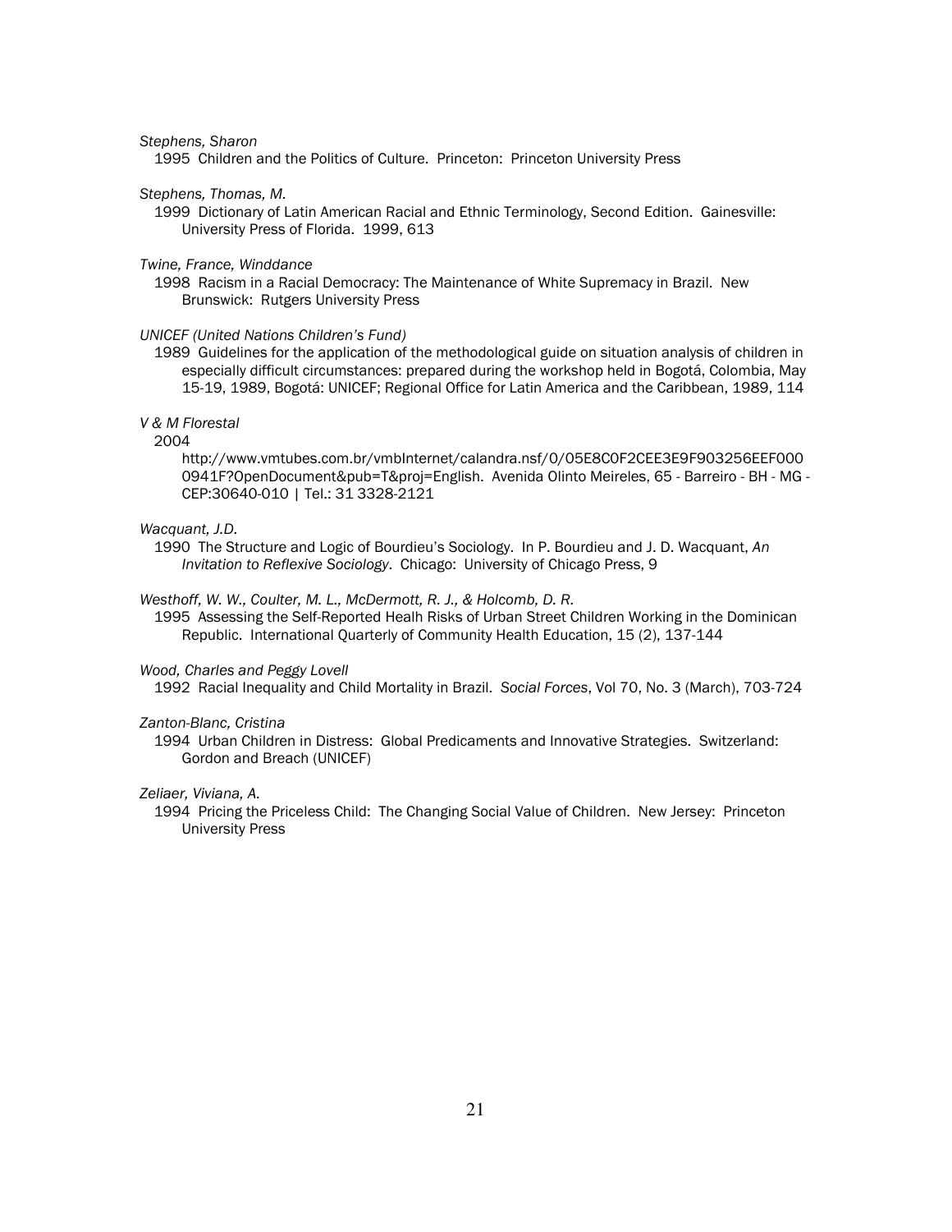*Stephens, Sharon*

1995 Children and the Politics of Culture. Princeton: Princeton University Press

*Stephens, Thomas, M.*

1999 Dictionary of Latin American Racial and Ethnic Terminology, Second Edition. Gainesville: University Press of Florida. 1999, 613

*Twine, France, Winddance*

1998 Racism in a Racial Democracy: The Maintenance of White Supremacy in Brazil. New Brunswick: Rutgers University Press

*UNICEF (United Nations Children's Fund)*

1989 Guidelines for the application of the methodological guide on situation analysis of children in especially difficult circumstances: prepared during the workshop held in Bogotá, Colombia, May 15-19, 1989, Bogotá: UNICEF; Regional Office for Latin America and the Caribbean, 1989, 114

*V & M Florestal*

2004

http://www.vmtubes.com.br/vmbInternet/calandra.nsf/0/05E8C0F2CEE3E9F903256EEF0000941F?OpenDocument&pub=T&proj=English. Avenida Olinto Meireles, 65 - Barreiro - BH - MG - CEP:30640-010 | Tel.: 31 3328-2121

*Wacquant, J.D.*

1990 The Structure and Logic of Bourdieu's Sociology. In P. Bourdieu and J. D. Wacquant, *An Invitation to Reflexive Sociology*. Chicago: University of Chicago Press, 9

*Westhoff, W. W., Coulter, M. L., McDermott, R. J., & Holcomb, D. R.*

1995 Assessing the Self-Reported Healh Risks of Urban Street Children Working in the Dominican Republic. International Quarterly of Community Health Education, 15 (2), 137-144

*Wood, Charles and Peggy Lovell*

1992 Racial Inequality and Child Mortality in Brazil. *Social Forces*, Vol 70, No. 3 (March), 703-724

*Zanton-Blanc, Cristina*

1994 Urban Children in Distress: Global Predicaments and Innovative Strategies. Switzerland: Gordon and Breach (UNICEF)

*Zeliaer, Viviana, A.*

1994 Pricing the Priceless Child: The Changing Social Value of Children. New Jersey: Princeton University Press